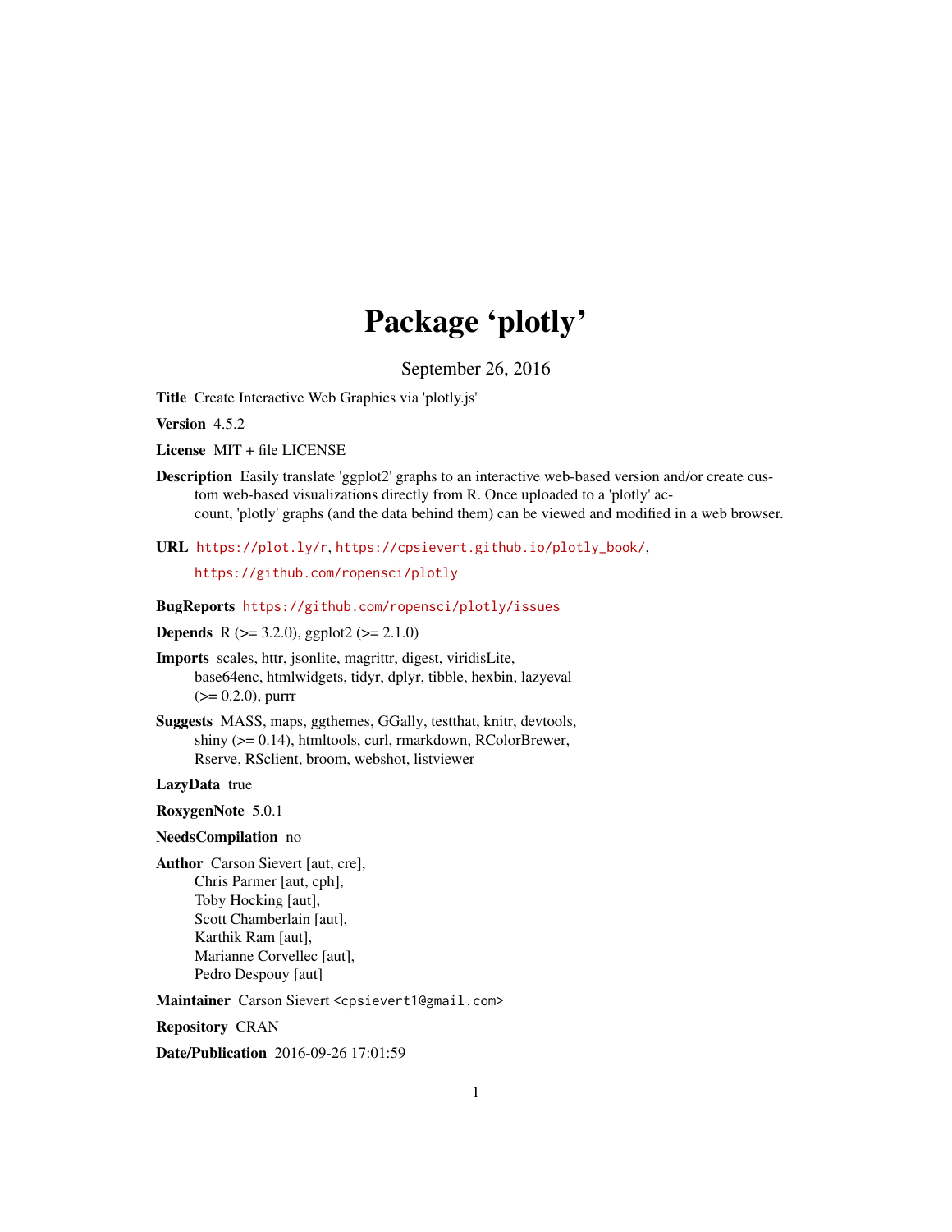# Package 'plotly'

September 26, 2016

**Title** Create Interactive Web Graphics via 'plotly.js'

**Version** 4.5.2

**License** MIT + file LICENSE

**Description** Easily translate 'ggplot2' graphs to an interactive web-based version and/or create custom web-based visualizations directly from R. Once uploaded to a 'plotly' account, 'plotly' graphs (and the data behind them) can be viewed and modified in a web browser.

**URL** https://plot.ly/r, https://cpsievert.github.io/plotly_book/, https://github.com/ropensci/plotly

**BugReports** https://github.com/ropensci/plotly/issues

**Depends** R (>= 3.2.0), ggplot2 (>= 2.1.0)

**Imports** scales, httr, jsonlite, magrittr, digest, viridisLite, base64enc, htmlwidgets, tidyr, dplyr, tibble, hexbin, lazyeval (>= 0.2.0), purrr

**Suggests** MASS, maps, ggthemes, GGally, testthat, knitr, devtools, shiny (>= 0.14), htmltools, curl, rmarkdown, RColorBrewer, Rserve, RSclient, broom, webshot, listviewer

**LazyData** true

**RoxygenNote** 5.0.1

**NeedsCompilation** no

**Author** Carson Sievert [aut, cre],
Chris Parmer [aut, cph],
Toby Hocking [aut],
Scott Chamberlain [aut],
Karthik Ram [aut],
Marianne Corvellec [aut],
Pedro Despouy [aut]

**Maintainer** Carson Sievert <cpsievert1@gmail.com>

**Repository** CRAN

**Date/Publication** 2016-09-26 17:01:59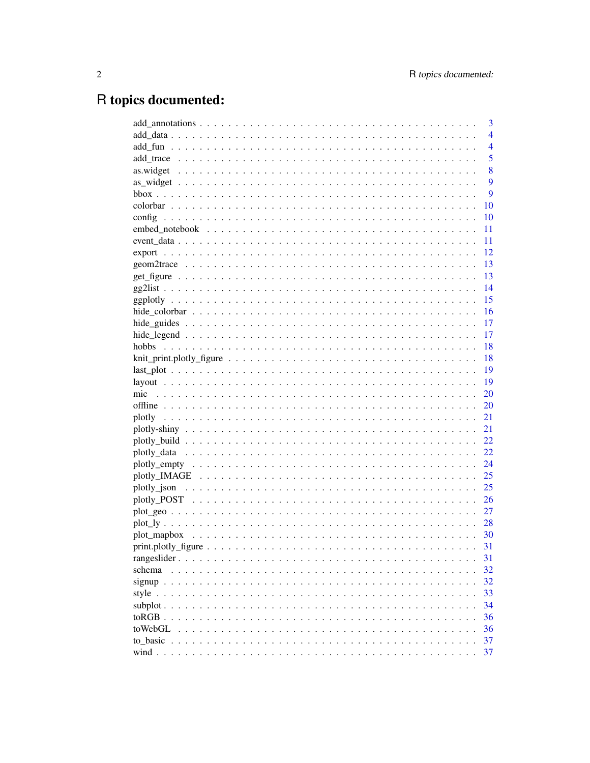# R topics documented:

add_annotations . . . . . . . . . . . . . . . . . . . . . . . . . . . . . . . . . . . . . . 3
add_data . . . . . . . . . . . . . . . . . . . . . . . . . . . . . . . . . . . . . . . . . . 4
add_fun . . . . . . . . . . . . . . . . . . . . . . . . . . . . . . . . . . . . . . . . . . 4
add_trace . . . . . . . . . . . . . . . . . . . . . . . . . . . . . . . . . . . . . . . . . 5
as.widget . . . . . . . . . . . . . . . . . . . . . . . . . . . . . . . . . . . . . . . . . 8
as_widget . . . . . . . . . . . . . . . . . . . . . . . . . . . . . . . . . . . . . . . . . 9
bbox . . . . . . . . . . . . . . . . . . . . . . . . . . . . . . . . . . . . . . . . . . . . 9
colorbar . . . . . . . . . . . . . . . . . . . . . . . . . . . . . . . . . . . . . . . . . . 10
config . . . . . . . . . . . . . . . . . . . . . . . . . . . . . . . . . . . . . . . . . . . 10
embed_notebook . . . . . . . . . . . . . . . . . . . . . . . . . . . . . . . . . . . . . 11
event_data . . . . . . . . . . . . . . . . . . . . . . . . . . . . . . . . . . . . . . . . 11
export . . . . . . . . . . . . . . . . . . . . . . . . . . . . . . . . . . . . . . . . . . . 12
geom2trace . . . . . . . . . . . . . . . . . . . . . . . . . . . . . . . . . . . . . . . . 13
get_figure . . . . . . . . . . . . . . . . . . . . . . . . . . . . . . . . . . . . . . . . . 13
gg2list . . . . . . . . . . . . . . . . . . . . . . . . . . . . . . . . . . . . . . . . . . . 14
ggplotly . . . . . . . . . . . . . . . . . . . . . . . . . . . . . . . . . . . . . . . . . . 15
hide_colorbar . . . . . . . . . . . . . . . . . . . . . . . . . . . . . . . . . . . . . . . 16
hide_guides . . . . . . . . . . . . . . . . . . . . . . . . . . . . . . . . . . . . . . . . 17
hide_legend . . . . . . . . . . . . . . . . . . . . . . . . . . . . . . . . . . . . . . . . 17
hobbs . . . . . . . . . . . . . . . . . . . . . . . . . . . . . . . . . . . . . . . . . . . . 18
knit_print.plotly_figure . . . . . . . . . . . . . . . . . . . . . . . . . . . . . . . . 18
last_plot . . . . . . . . . . . . . . . . . . . . . . . . . . . . . . . . . . . . . . . . . . 19
layout . . . . . . . . . . . . . . . . . . . . . . . . . . . . . . . . . . . . . . . . . . . . 19
mic . . . . . . . . . . . . . . . . . . . . . . . . . . . . . . . . . . . . . . . . . . . . . . 20
offline . . . . . . . . . . . . . . . . . . . . . . . . . . . . . . . . . . . . . . . . . . . . 20
plotly . . . . . . . . . . . . . . . . . . . . . . . . . . . . . . . . . . . . . . . . . . . . 21
plotly-shiny . . . . . . . . . . . . . . . . . . . . . . . . . . . . . . . . . . . . . . . . 21
plotly_build . . . . . . . . . . . . . . . . . . . . . . . . . . . . . . . . . . . . . . . . 22
plotly_data . . . . . . . . . . . . . . . . . . . . . . . . . . . . . . . . . . . . . . . . . 22
plotly_empty . . . . . . . . . . . . . . . . . . . . . . . . . . . . . . . . . . . . . . . . 24
plotly_IMAGE . . . . . . . . . . . . . . . . . . . . . . . . . . . . . . . . . . . . . . . 25
plotly_json . . . . . . . . . . . . . . . . . . . . . . . . . . . . . . . . . . . . . . . . . 25
plotly_POST . . . . . . . . . . . . . . . . . . . . . . . . . . . . . . . . . . . . . . . . 26
plot_geo . . . . . . . . . . . . . . . . . . . . . . . . . . . . . . . . . . . . . . . . . . 27
plot_ly . . . . . . . . . . . . . . . . . . . . . . . . . . . . . . . . . . . . . . . . . . . 28
plot_mapbox . . . . . . . . . . . . . . . . . . . . . . . . . . . . . . . . . . . . . . . . 30
print.plotly_figure . . . . . . . . . . . . . . . . . . . . . . . . . . . . . . . . . . . 31
rangeslider . . . . . . . . . . . . . . . . . . . . . . . . . . . . . . . . . . . . . . . . . 31
schema . . . . . . . . . . . . . . . . . . . . . . . . . . . . . . . . . . . . . . . . . . . . 32
signup . . . . . . . . . . . . . . . . . . . . . . . . . . . . . . . . . . . . . . . . . . . . 32
style . . . . . . . . . . . . . . . . . . . . . . . . . . . . . . . . . . . . . . . . . . . . . 33
subplot . . . . . . . . . . . . . . . . . . . . . . . . . . . . . . . . . . . . . . . . . . . 34
toRGB . . . . . . . . . . . . . . . . . . . . . . . . . . . . . . . . . . . . . . . . . . . . 36
toWebGL . . . . . . . . . . . . . . . . . . . . . . . . . . . . . . . . . . . . . . . . . . 36
to_basic . . . . . . . . . . . . . . . . . . . . . . . . . . . . . . . . . . . . . . . . . . . 37
wind . . . . . . . . . . . . . . . . . . . . . . . . . . . . . . . . . . . . . . . . . . . . . 37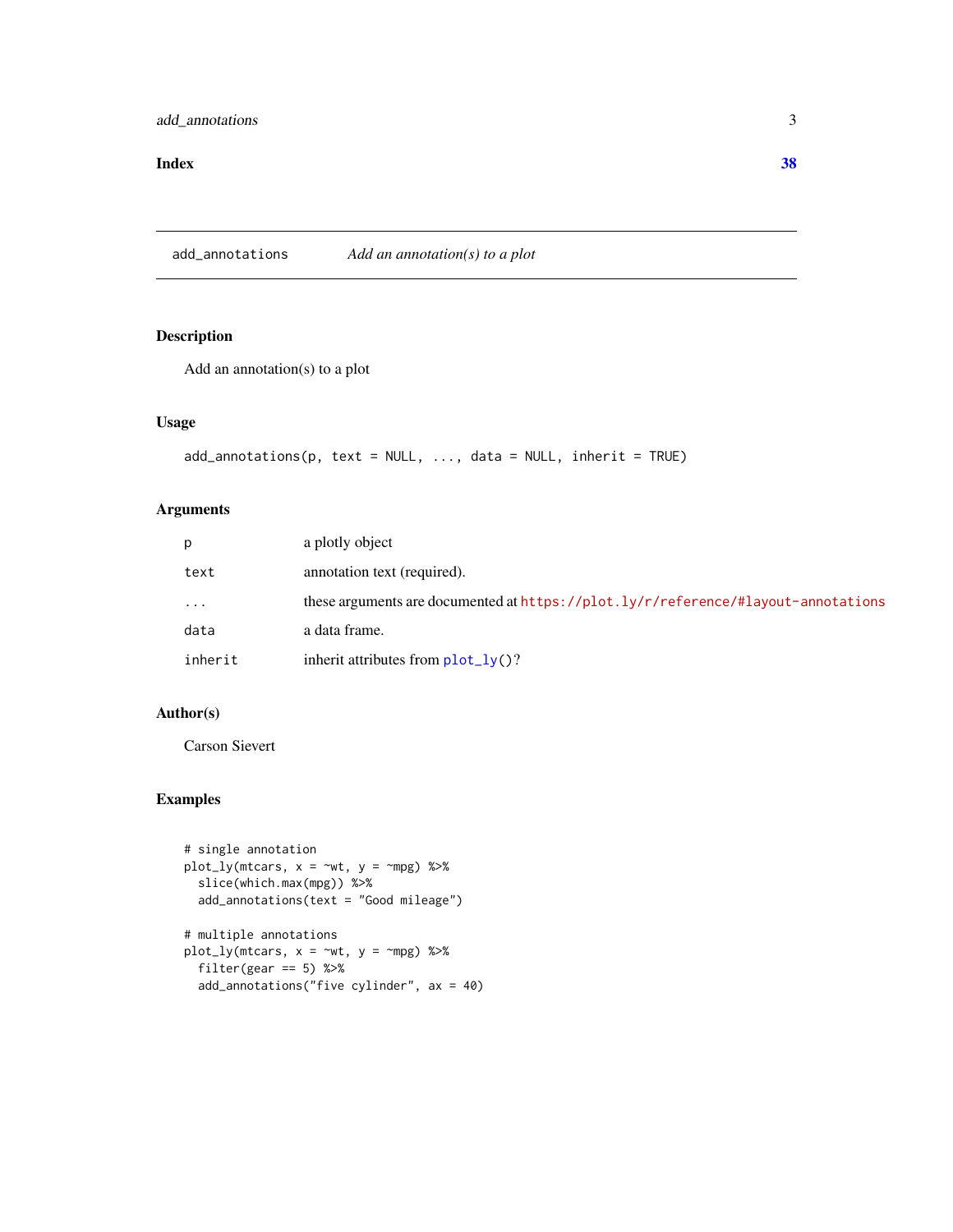Index 38

## add_annotations — *Add an annotation(s) to a plot*

### Description

Add an annotation(s) to a plot

### Usage

```
add_annotations(p, text = NULL, ..., data = NULL, inherit = TRUE)
```

### Arguments

| | |
|---|---|
| p | a plotly object |
| text | annotation text (required). |
| ... | these arguments are documented at https://plot.ly/r/reference/#layout-annotations |
| data | a data frame. |
| inherit | inherit attributes from plot_ly()? |

### Author(s)

Carson Sievert

### Examples

```
# single annotation
plot_ly(mtcars, x = ~wt, y = ~mpg) %>%
  slice(which.max(mpg)) %>%
  add_annotations(text = "Good mileage")

# multiple annotations
plot_ly(mtcars, x = ~wt, y = ~mpg) %>%
  filter(gear == 5) %>%
  add_annotations("five cylinder", ax = 40)
```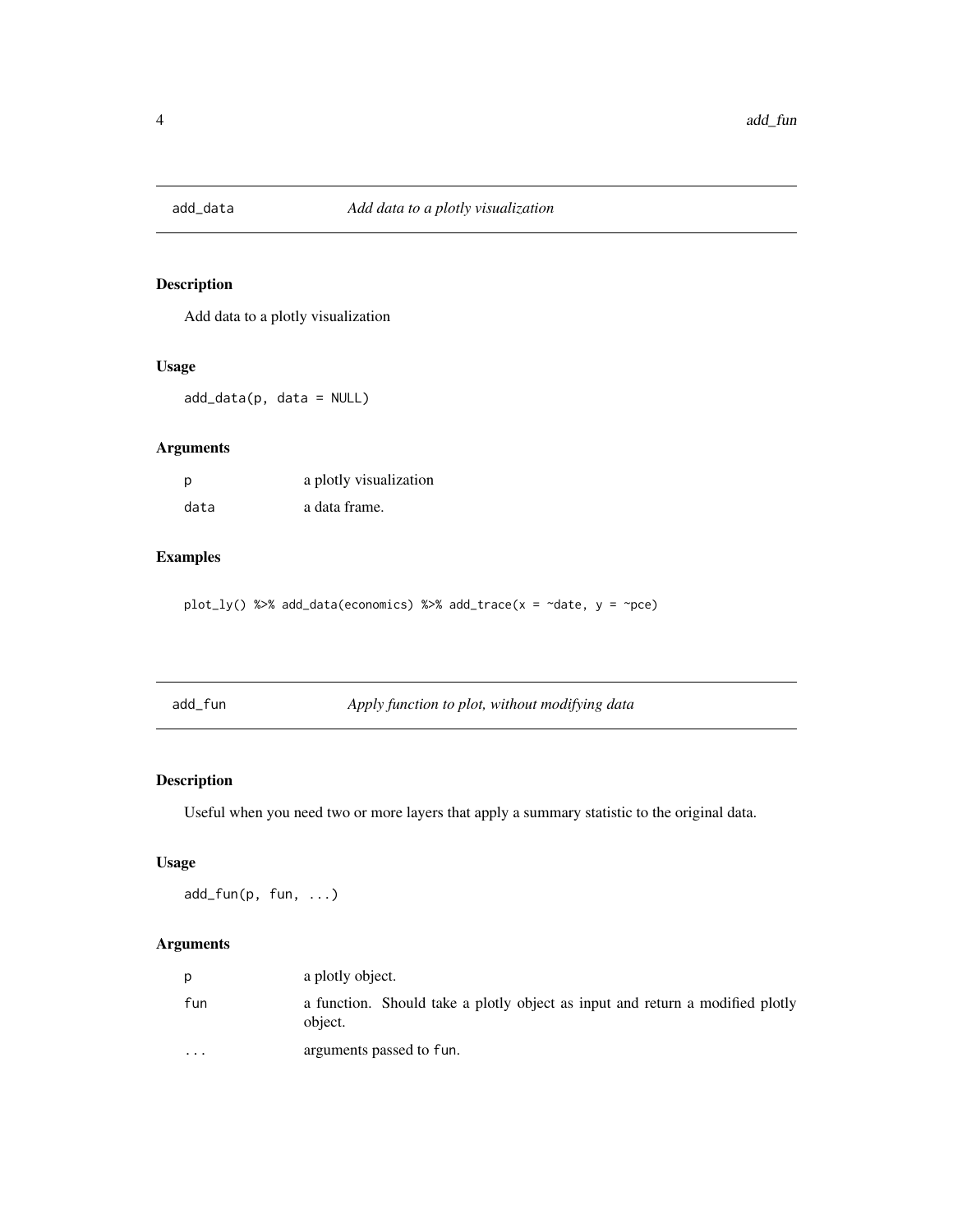## add_data — *Add data to a plotly visualization*

### Description

Add data to a plotly visualization

### Usage

```
add_data(p, data = NULL)
```

### Arguments

| | |
|---|---|
| p | a plotly visualization |
| data | a data frame. |

### Examples

```
plot_ly() %>% add_data(economics) %>% add_trace(x = ~date, y = ~pce)
```

## add_fun — *Apply function to plot, without modifying data*

### Description

Useful when you need two or more layers that apply a summary statistic to the original data.

### Usage

```
add_fun(p, fun, ...)
```

### Arguments

| | |
|---|---|
| p | a plotly object. |
| fun | a function. Should take a plotly object as input and return a modified plotly object. |
| ... | arguments passed to fun. |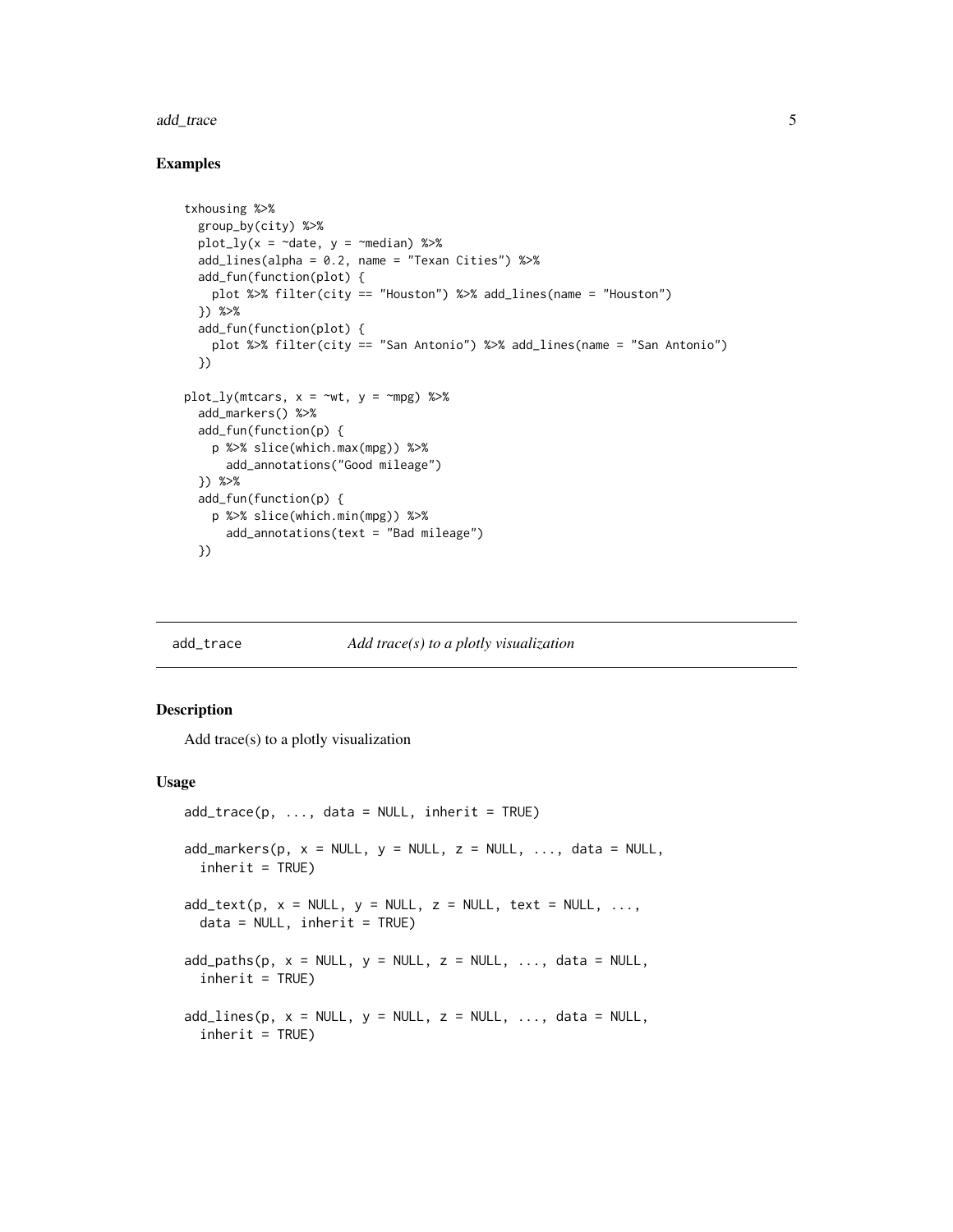### Examples

```
txhousing %>%
  group_by(city) %>%
  plot_ly(x = ~date, y = ~median) %>%
  add_lines(alpha = 0.2, name = "Texan Cities") %>%
  add_fun(function(plot) {
    plot %>% filter(city == "Houston") %>% add_lines(name = "Houston")
  }) %>%
  add_fun(function(plot) {
    plot %>% filter(city == "San Antonio") %>% add_lines(name = "San Antonio")
  })

plot_ly(mtcars, x = ~wt, y = ~mpg) %>%
  add_markers() %>%
  add_fun(function(p) {
    p %>% slice(which.max(mpg)) %>%
      add_annotations("Good mileage")
  }) %>%
  add_fun(function(p) {
    p %>% slice(which.min(mpg)) %>%
      add_annotations(text = "Bad mileage")
  })
```

---

## add_trace *Add trace(s) to a plotly visualization*

### Description

Add trace(s) to a plotly visualization

### Usage

```
add_trace(p, ..., data = NULL, inherit = TRUE)

add_markers(p, x = NULL, y = NULL, z = NULL, ..., data = NULL,
  inherit = TRUE)

add_text(p, x = NULL, y = NULL, z = NULL, text = NULL, ...,
  data = NULL, inherit = TRUE)

add_paths(p, x = NULL, y = NULL, z = NULL, ..., data = NULL,
  inherit = TRUE)

add_lines(p, x = NULL, y = NULL, z = NULL, ..., data = NULL,
  inherit = TRUE)
```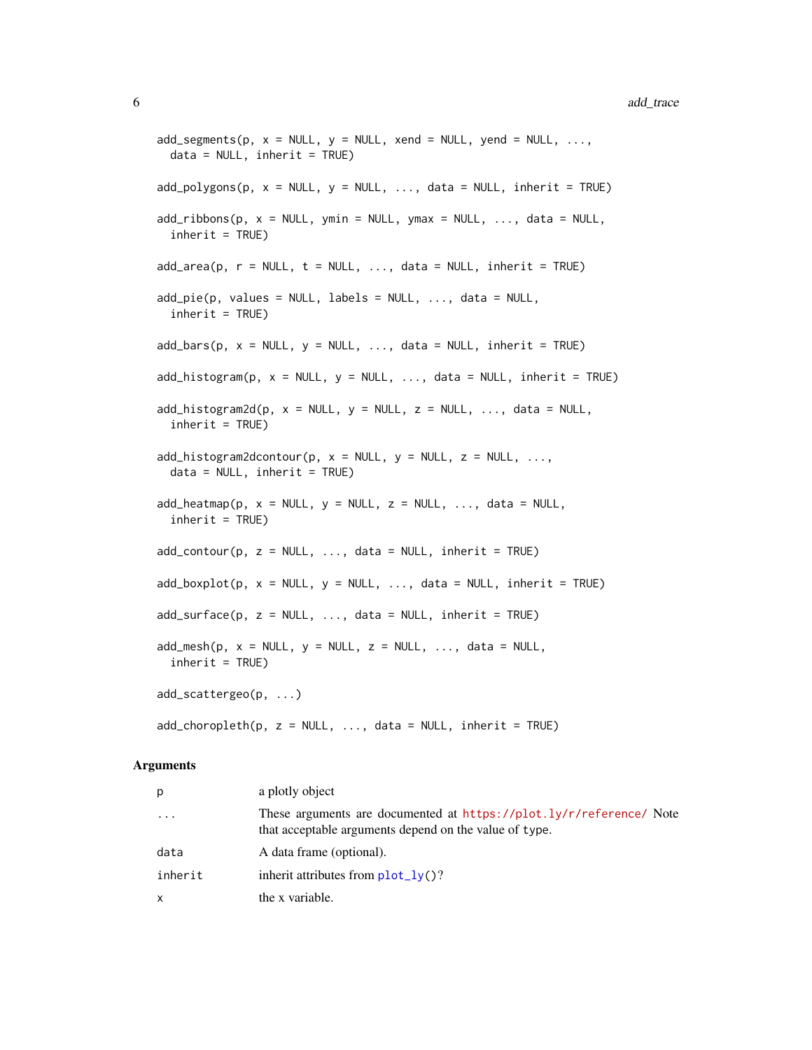```
add_segments(p, x = NULL, y = NULL, xend = NULL, yend = NULL, ...,
  data = NULL, inherit = TRUE)

add_polygons(p, x = NULL, y = NULL, ..., data = NULL, inherit = TRUE)

add_ribbons(p, x = NULL, ymin = NULL, ymax = NULL, ..., data = NULL,
  inherit = TRUE)

add_area(p, r = NULL, t = NULL, ..., data = NULL, inherit = TRUE)

add_pie(p, values = NULL, labels = NULL, ..., data = NULL,
  inherit = TRUE)

add_bars(p, x = NULL, y = NULL, ..., data = NULL, inherit = TRUE)

add_histogram(p, x = NULL, y = NULL, ..., data = NULL, inherit = TRUE)

add_histogram2d(p, x = NULL, y = NULL, z = NULL, ..., data = NULL,
  inherit = TRUE)

add_histogram2dcontour(p, x = NULL, y = NULL, z = NULL, ...,
  data = NULL, inherit = TRUE)

add_heatmap(p, x = NULL, y = NULL, z = NULL, ..., data = NULL,
  inherit = TRUE)

add_contour(p, z = NULL, ..., data = NULL, inherit = TRUE)

add_boxplot(p, x = NULL, y = NULL, ..., data = NULL, inherit = TRUE)

add_surface(p, z = NULL, ..., data = NULL, inherit = TRUE)

add_mesh(p, x = NULL, y = NULL, z = NULL, ..., data = NULL,
  inherit = TRUE)

add_scattergeo(p, ...)

add_choropleth(p, z = NULL, ..., data = NULL, inherit = TRUE)
```

## Arguments

| | |
|---|---|
| p | a plotly object |
| ... | These arguments are documented at https://plot.ly/r/reference/ Note that acceptable arguments depend on the value of type. |
| data | A data frame (optional). |
| inherit | inherit attributes from plot_ly()? |
| x | the x variable. |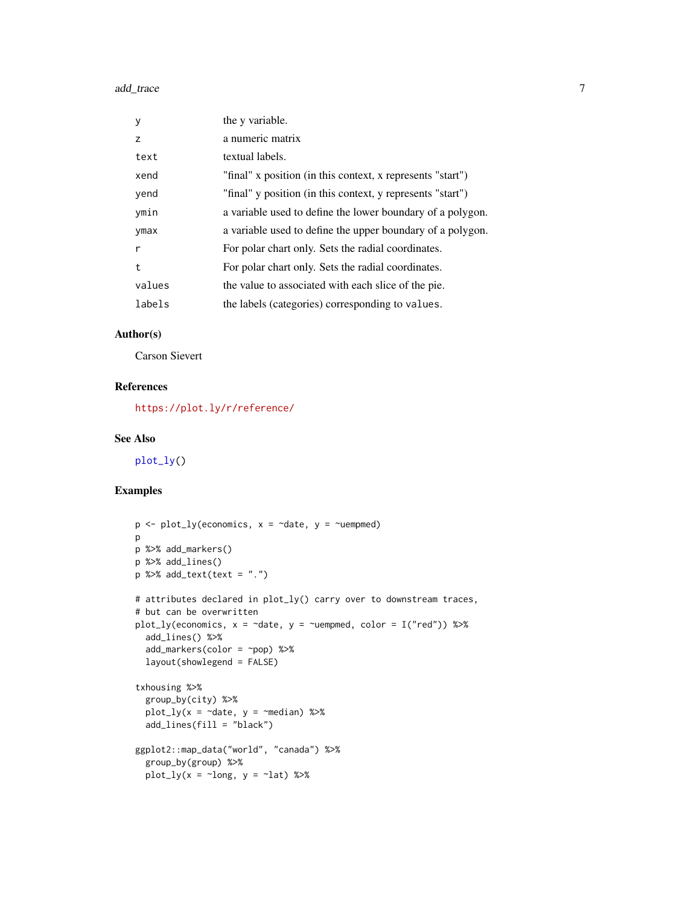| | |
|---|---|
| y | the y variable. |
| z | a numeric matrix |
| text | textual labels. |
| xend | "final" x position (in this context, x represents "start") |
| yend | "final" y position (in this context, y represents "start") |
| ymin | a variable used to define the lower boundary of a polygon. |
| ymax | a variable used to define the upper boundary of a polygon. |
| r | For polar chart only. Sets the radial coordinates. |
| t | For polar chart only. Sets the radial coordinates. |
| values | the value to associated with each slice of the pie. |
| labels | the labels (categories) corresponding to values. |

### Author(s)

Carson Sievert

### References

https://plot.ly/r/reference/

### See Also

plot_ly()

### Examples

```
p <- plot_ly(economics, x = ~date, y = ~uempmed)
p
p %>% add_markers()
p %>% add_lines()
p %>% add_text(text = ".")

# attributes declared in plot_ly() carry over to downstream traces,
# but can be overwritten
plot_ly(economics, x = ~date, y = ~uempmed, color = I("red")) %>%
  add_lines() %>%
  add_markers(color = ~pop) %>%
  layout(showlegend = FALSE)

txhousing %>%
  group_by(city) %>%
  plot_ly(x = ~date, y = ~median) %>%
  add_lines(fill = "black")

ggplot2::map_data("world", "canada") %>%
  group_by(group) %>%
  plot_ly(x = ~long, y = ~lat) %>%
```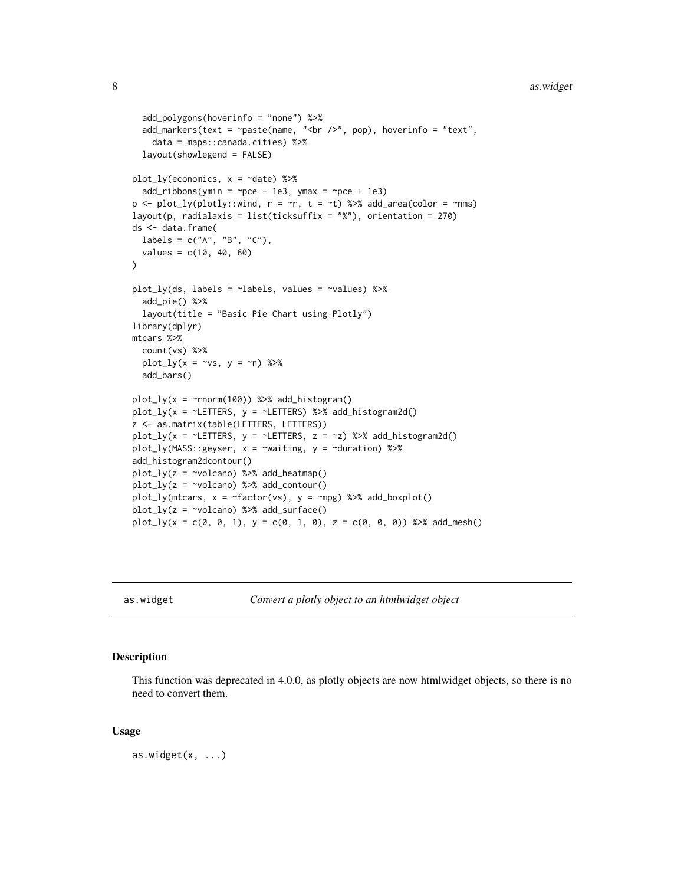```
  add_polygons(hoverinfo = "none") %>%
  add_markers(text = ~paste(name, "<br />", pop), hoverinfo = "text",
    data = maps::canada.cities) %>%
  layout(showlegend = FALSE)

plot_ly(economics, x = ~date) %>%
  add_ribbons(ymin = ~pce - 1e3, ymax = ~pce + 1e3)
p <- plot_ly(plotly::wind, r = ~r, t = ~t) %>% add_area(color = ~nms)
layout(p, radialaxis = list(ticksuffix = "%"), orientation = 270)
ds <- data.frame(
  labels = c("A", "B", "C"),
  values = c(10, 40, 60)
)

plot_ly(ds, labels = ~labels, values = ~values) %>%
  add_pie() %>%
  layout(title = "Basic Pie Chart using Plotly")
library(dplyr)
mtcars %>%
  count(vs) %>%
  plot_ly(x = ~vs, y = ~n) %>%
  add_bars()

plot_ly(x = ~rnorm(100)) %>% add_histogram()
plot_ly(x = ~LETTERS, y = ~LETTERS) %>% add_histogram2d()
z <- as.matrix(table(LETTERS, LETTERS))
plot_ly(x = ~LETTERS, y = ~LETTERS, z = ~z) %>% add_histogram2d()
plot_ly(MASS::geyser, x = ~waiting, y = ~duration) %>%
add_histogram2dcontour()
plot_ly(z = ~volcano) %>% add_heatmap()
plot_ly(z = ~volcano) %>% add_contour()
plot_ly(mtcars, x = ~factor(vs), y = ~mpg) %>% add_boxplot()
plot_ly(z = ~volcano) %>% add_surface()
plot_ly(x = c(0, 0, 1), y = c(0, 1, 0), z = c(0, 0, 0)) %>% add_mesh()
```

## as.widget *Convert a plotly object to an htmlwidget object*

### Description

This function was deprecated in 4.0.0, as plotly objects are now htmlwidget objects, so there is no need to convert them.

### Usage

```
as.widget(x, ...)
```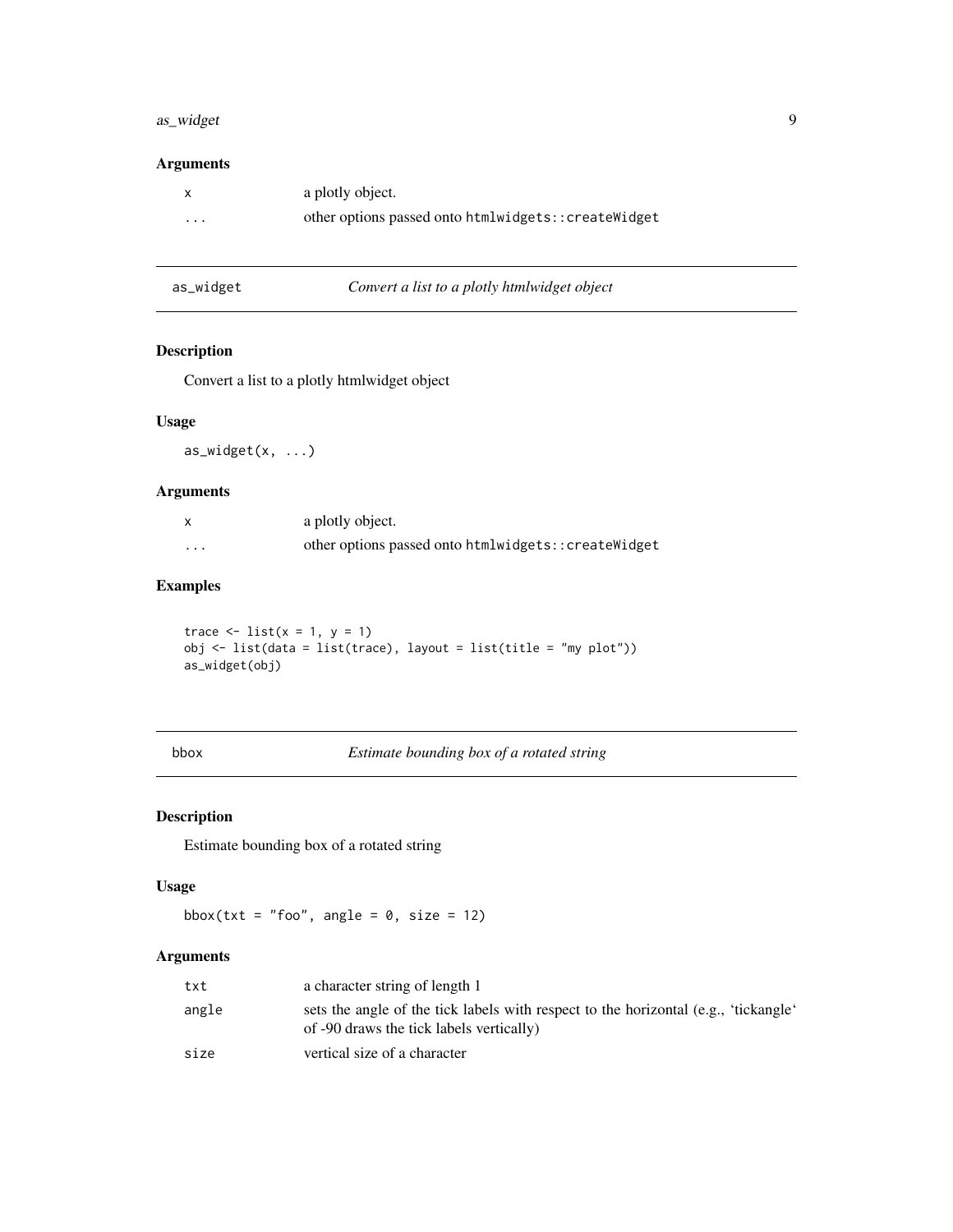### Arguments

| | |
|---|---|
| x | a plotly object. |
| ... | other options passed onto `htmlwidgets::createWidget` |

---

## as_widget — *Convert a list to a plotly htmlwidget object*

### Description

Convert a list to a plotly htmlwidget object

### Usage

```
as_widget(x, ...)
```

### Arguments

| | |
|---|---|
| x | a plotly object. |
| ... | other options passed onto `htmlwidgets::createWidget` |

### Examples

```
trace <- list(x = 1, y = 1)
obj <- list(data = list(trace), layout = list(title = "my plot"))
as_widget(obj)
```

---

## bbox — *Estimate bounding box of a rotated string*

### Description

Estimate bounding box of a rotated string

### Usage

```
bbox(txt = "foo", angle = 0, size = 12)
```

### Arguments

| | |
|---|---|
| txt | a character string of length 1 |
| angle | sets the angle of the tick labels with respect to the horizontal (e.g., 'tickangle' of -90 draws the tick labels vertically) |
| size | vertical size of a character |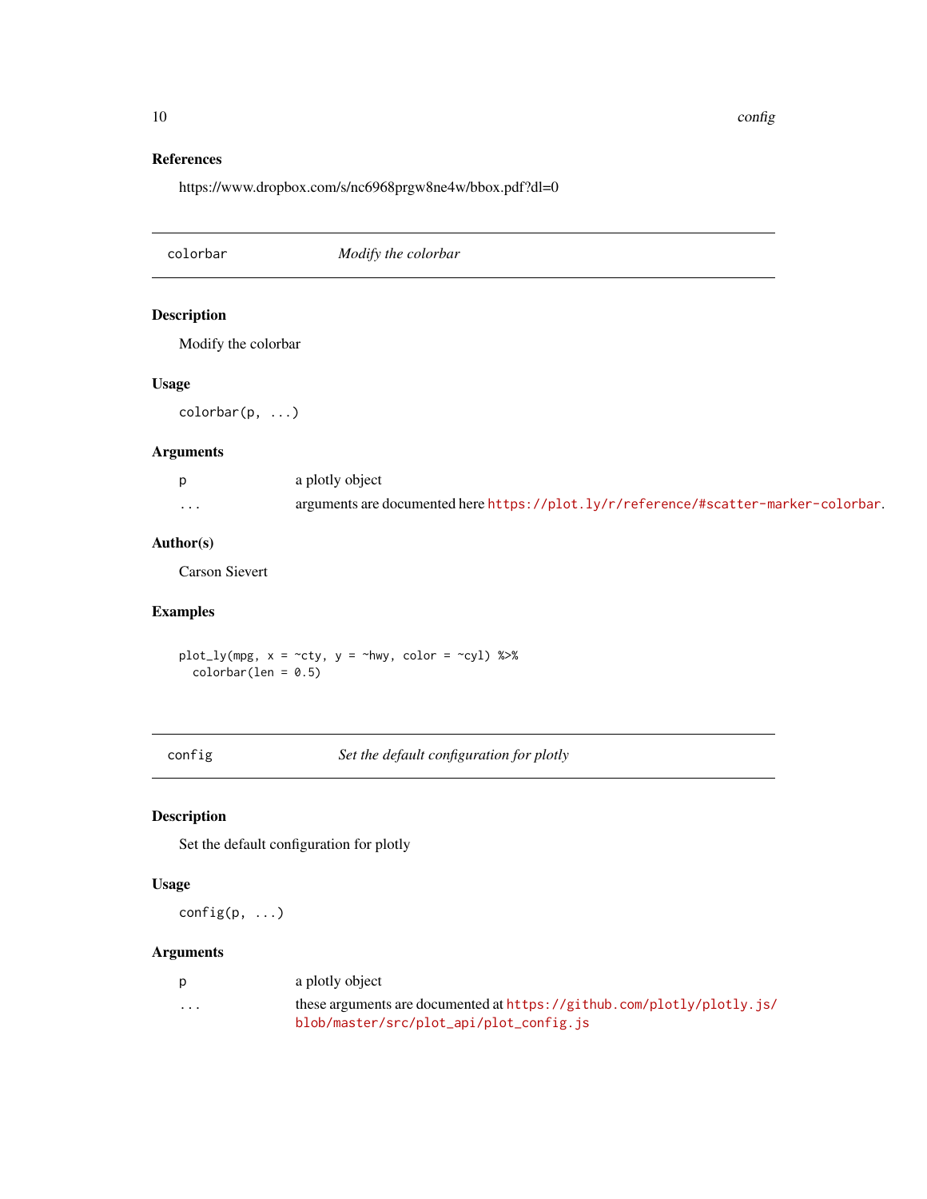### References

https://www.dropbox.com/s/nc6968prgw8ne4w/bbox.pdf?dl=0

---

## colorbar — *Modify the colorbar*

### Description

Modify the colorbar

### Usage

```
colorbar(p, ...)
```

### Arguments

| | |
|---|---|
| p | a plotly object |
| ... | arguments are documented here https://plot.ly/r/reference/#scatter-marker-colorbar. |

### Author(s)

Carson Sievert

### Examples

```
plot_ly(mpg, x = ~cty, y = ~hwy, color = ~cyl) %>%
  colorbar(len = 0.5)
```

---

## config — *Set the default configuration for plotly*

### Description

Set the default configuration for plotly

### Usage

```
config(p, ...)
```

### Arguments

| | |
|---|---|
| p | a plotly object |
| ... | these arguments are documented at https://github.com/plotly/plotly.js/blob/master/src/plot_api/plot_config.js |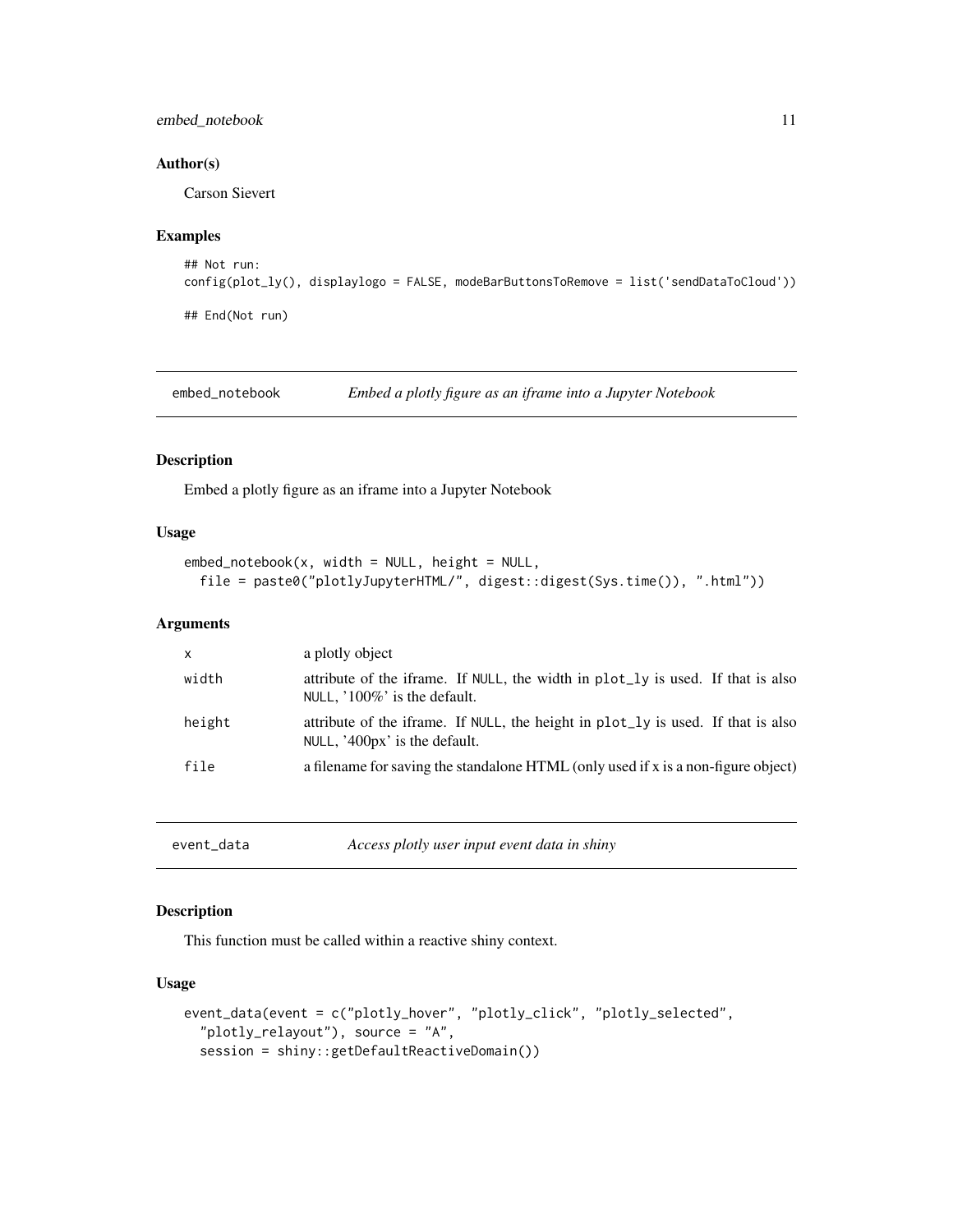### Author(s)

Carson Sievert

### Examples

```
## Not run:
config(plot_ly(), displaylogo = FALSE, modeBarButtonsToRemove = list('sendDataToCloud'))

## End(Not run)
```

---

## embed_notebook    *Embed a plotly figure as an iframe into a Jupyter Notebook*

---

### Description

Embed a plotly figure as an iframe into a Jupyter Notebook

### Usage

```
embed_notebook(x, width = NULL, height = NULL,
  file = paste0("plotlyJupyterHTML/", digest::digest(Sys.time()), ".html"))
```

### Arguments

| | |
|---|---|
| x | a plotly object |
| width | attribute of the iframe. If NULL, the width in plot_ly is used. If that is also NULL, '100%' is the default. |
| height | attribute of the iframe. If NULL, the height in plot_ly is used. If that is also NULL, '400px' is the default. |
| file | a filename for saving the standalone HTML (only used if x is a non-figure object) |

---

## event_data    *Access plotly user input event data in shiny*

---

### Description

This function must be called within a reactive shiny context.

### Usage

```
event_data(event = c("plotly_hover", "plotly_click", "plotly_selected",
  "plotly_relayout"), source = "A",
  session = shiny::getDefaultReactiveDomain())
```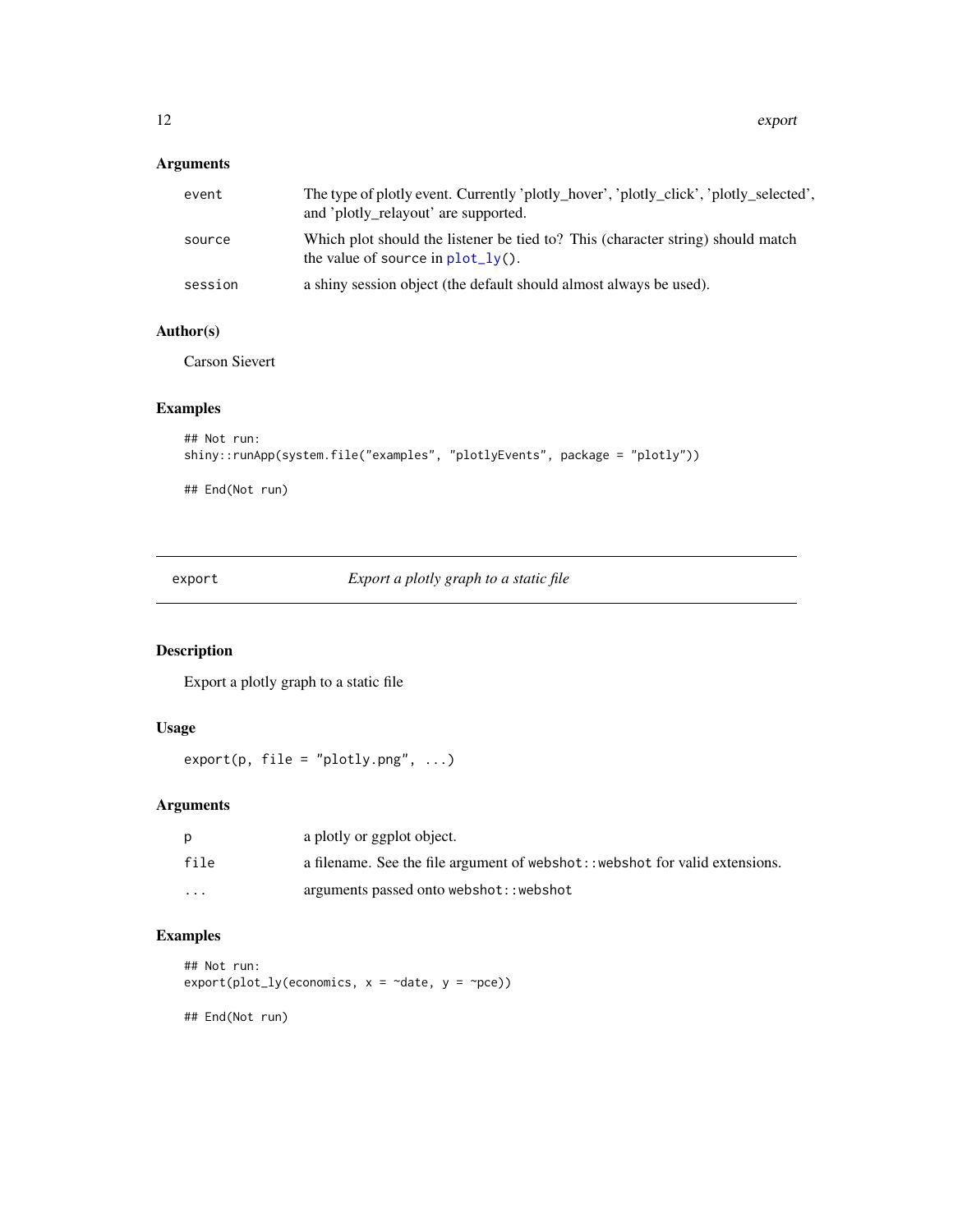### Arguments

| | |
|---|---|
| event | The type of plotly event. Currently 'plotly_hover', 'plotly_click', 'plotly_selected', and 'plotly_relayout' are supported. |
| source | Which plot should the listener be tied to? This (character string) should match the value of source in plot_ly(). |
| session | a shiny session object (the default should almost always be used). |

### Author(s)

Carson Sievert

### Examples

```
## Not run:
shiny::runApp(system.file("examples", "plotlyEvents", package = "plotly"))

## End(Not run)
```

---

## export — *Export a plotly graph to a static file*

---

### Description

Export a plotly graph to a static file

### Usage

```
export(p, file = "plotly.png", ...)
```

### Arguments

| | |
|---|---|
| p | a plotly or ggplot object. |
| file | a filename. See the file argument of webshot::webshot for valid extensions. |
| ... | arguments passed onto webshot::webshot |

### Examples

```
## Not run:
export(plot_ly(economics, x = ~date, y = ~pce))

## End(Not run)
```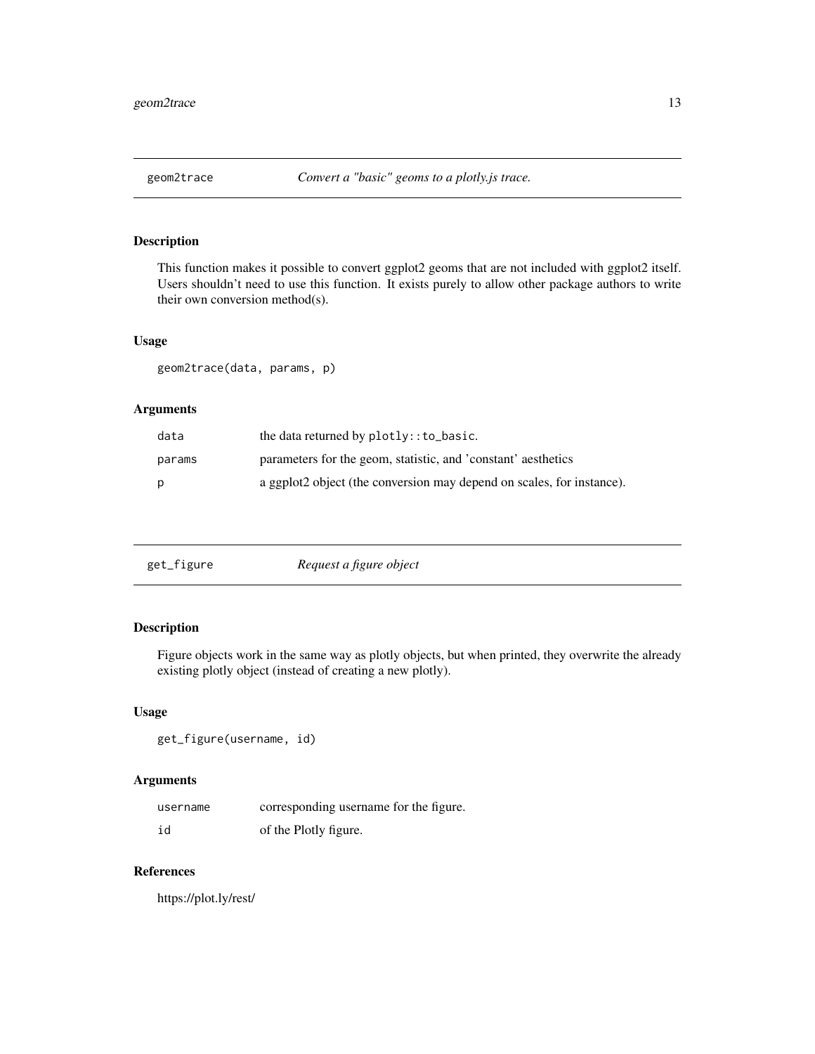## geom2trace — *Convert a "basic" geoms to a plotly.js trace.*

### Description

This function makes it possible to convert ggplot2 geoms that are not included with ggplot2 itself. Users shouldn't need to use this function. It exists purely to allow other package authors to write their own conversion method(s).

### Usage

```
geom2trace(data, params, p)
```

### Arguments

| | |
|---|---|
| data | the data returned by `plotly::to_basic`. |
| params | parameters for the geom, statistic, and 'constant' aesthetics |
| p | a ggplot2 object (the conversion may depend on scales, for instance). |

## get_figure — *Request a figure object*

### Description

Figure objects work in the same way as plotly objects, but when printed, they overwrite the already existing plotly object (instead of creating a new plotly).

### Usage

```
get_figure(username, id)
```

### Arguments

| | |
|---|---|
| username | corresponding username for the figure. |
| id | of the Plotly figure. |

### References

https://plot.ly/rest/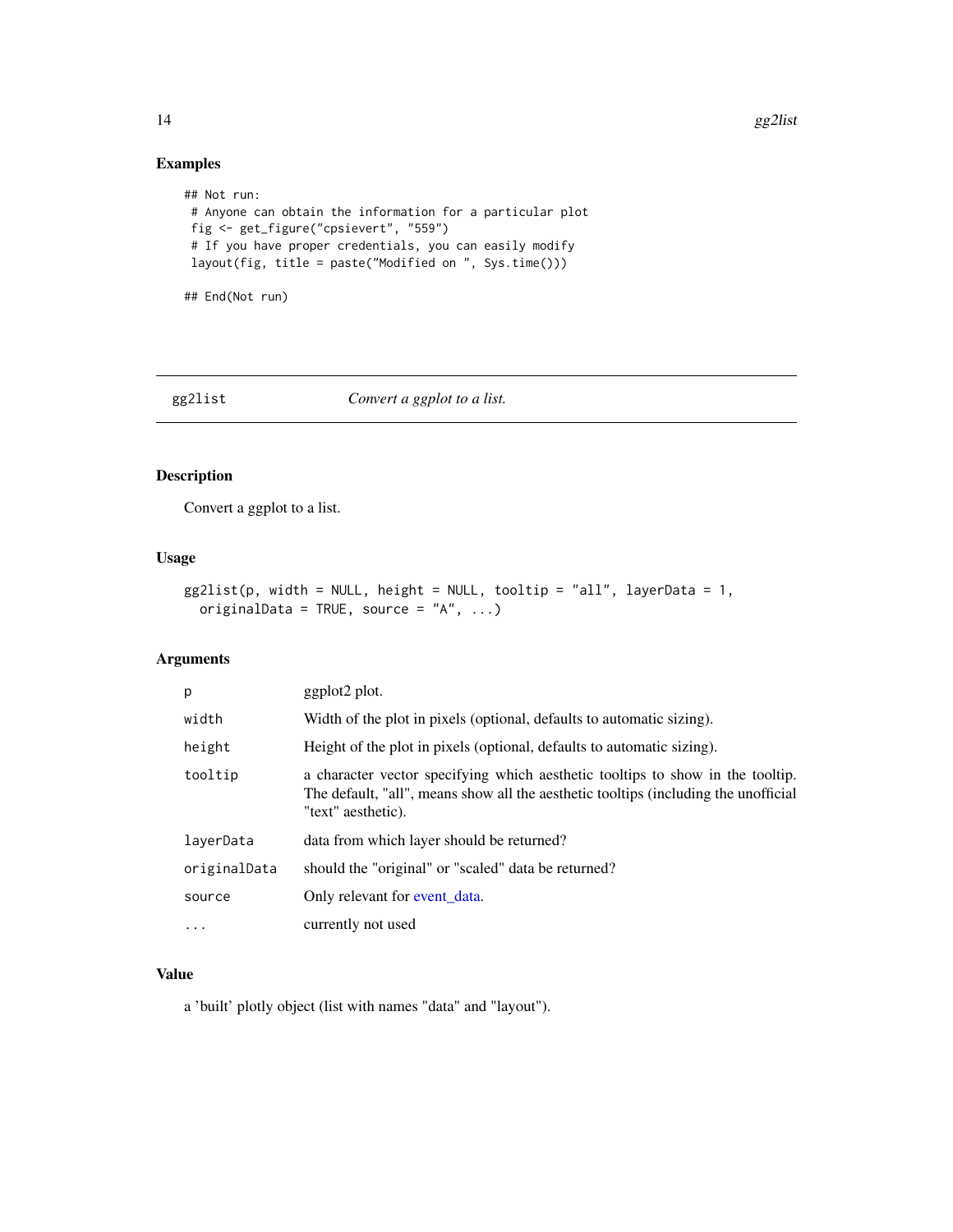### Examples

```
## Not run:
 # Anyone can obtain the information for a particular plot
 fig <- get_figure("cpsievert", "559")
 # If you have proper credentials, you can easily modify
 layout(fig, title = paste("Modified on ", Sys.time()))

## End(Not run)
```

---

## gg2list — *Convert a ggplot to a list.*

---

### Description

Convert a ggplot to a list.

### Usage

```
gg2list(p, width = NULL, height = NULL, tooltip = "all", layerData = 1,
  originalData = TRUE, source = "A", ...)
```

### Arguments

| | |
|---|---|
| `p` | ggplot2 plot. |
| `width` | Width of the plot in pixels (optional, defaults to automatic sizing). |
| `height` | Height of the plot in pixels (optional, defaults to automatic sizing). |
| `tooltip` | a character vector specifying which aesthetic tooltips to show in the tooltip. The default, "all", means show all the aesthetic tooltips (including the unofficial "text" aesthetic). |
| `layerData` | data from which layer should be returned? |
| `originalData` | should the "original" or "scaled" data be returned? |
| `source` | Only relevant for event_data. |
| `...` | currently not used |

### Value

a 'built' plotly object (list with names "data" and "layout").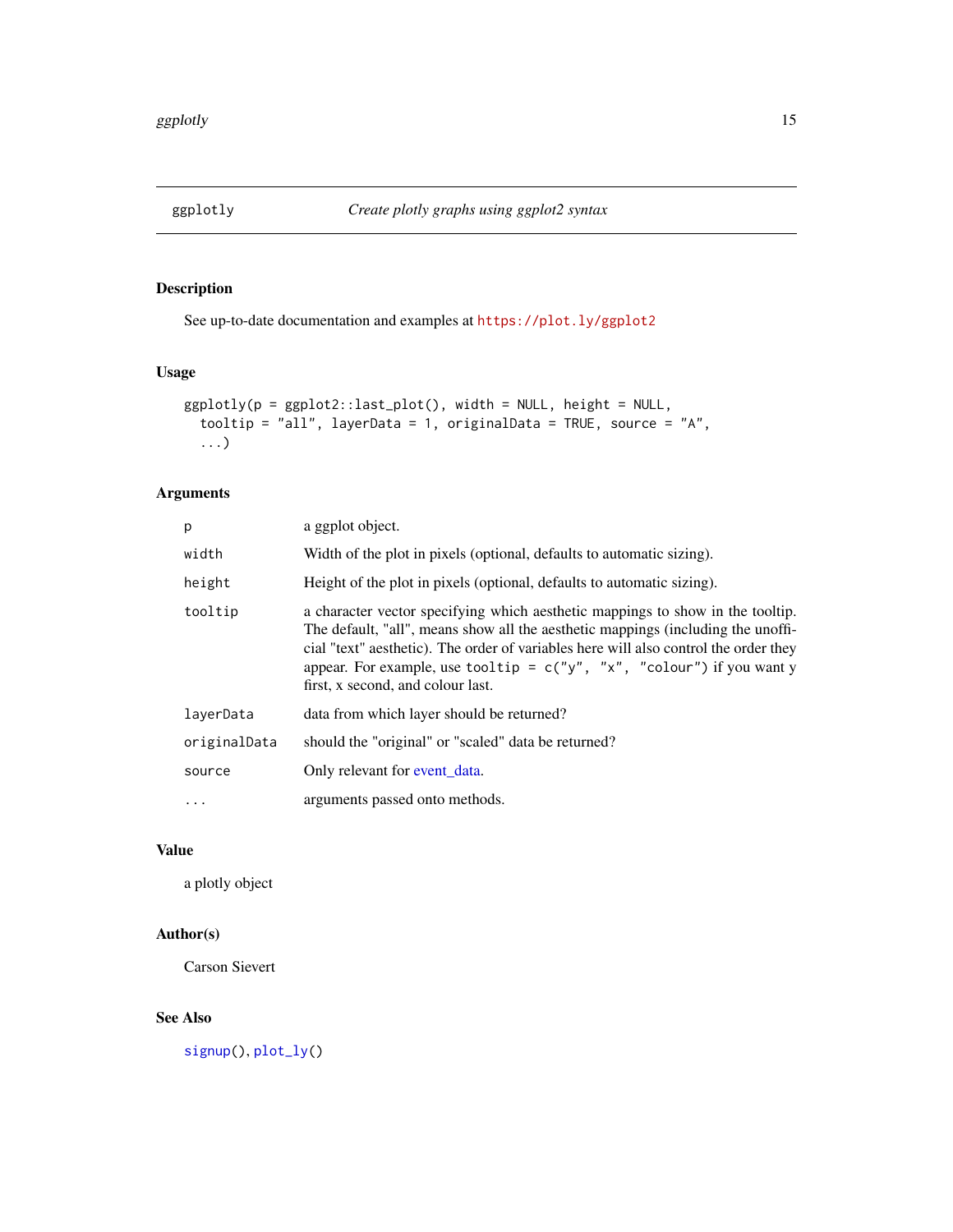## ggplotly — *Create plotly graphs using ggplot2 syntax*

### Description

See up-to-date documentation and examples at https://plot.ly/ggplot2

### Usage

```
ggplotly(p = ggplot2::last_plot(), width = NULL, height = NULL,
  tooltip = "all", layerData = 1, originalData = TRUE, source = "A",
  ...)
```

### Arguments

| | |
|---|---|
| `p` | a ggplot object. |
| `width` | Width of the plot in pixels (optional, defaults to automatic sizing). |
| `height` | Height of the plot in pixels (optional, defaults to automatic sizing). |
| `tooltip` | a character vector specifying which aesthetic mappings to show in the tooltip. The default, "all", means show all the aesthetic mappings (including the unofficial "text" aesthetic). The order of variables here will also control the order they appear. For example, use `tooltip = c("y", "x", "colour")` if you want y first, x second, and colour last. |
| `layerData` | data from which layer should be returned? |
| `originalData` | should the "original" or "scaled" data be returned? |
| `source` | Only relevant for event_data. |
| `...` | arguments passed onto methods. |

### Value

a plotly object

### Author(s)

Carson Sievert

### See Also

`signup()`, `plot_ly()`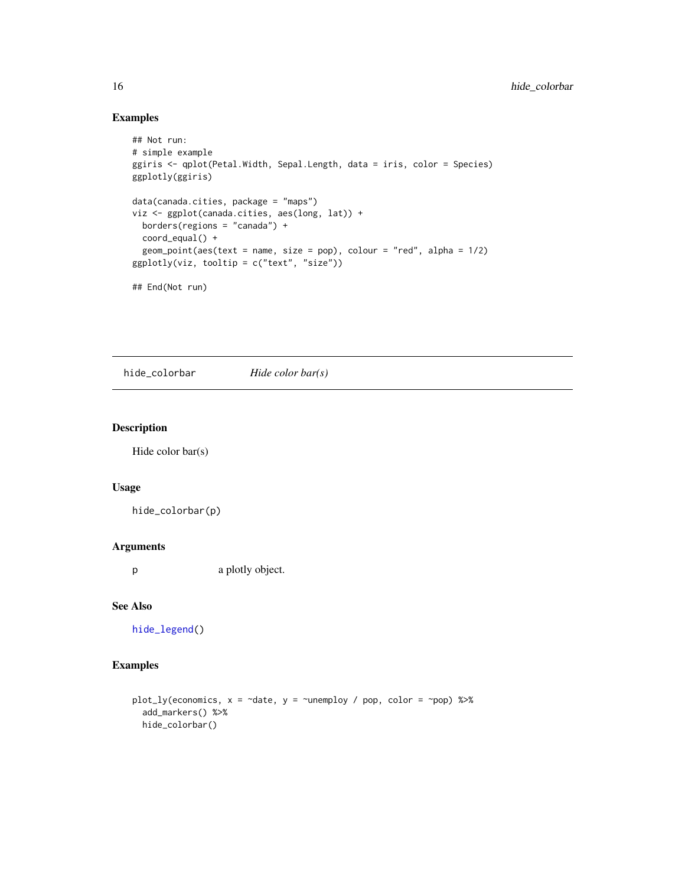## Examples

```
## Not run:
# simple example
ggiris <- qplot(Petal.Width, Sepal.Length, data = iris, color = Species)
ggplotly(ggiris)

data(canada.cities, package = "maps")
viz <- ggplot(canada.cities, aes(long, lat)) +
  borders(regions = "canada") +
  coord_equal() +
  geom_point(aes(text = name, size = pop), colour = "red", alpha = 1/2)
ggplotly(viz, tooltip = c("text", "size"))

## End(Not run)
```

---

# hide_colorbar — *Hide color bar(s)*

## Description

Hide color bar(s)

## Usage

```
hide_colorbar(p)
```

## Arguments

p — a plotly object.

## See Also

`hide_legend()`

## Examples

```
plot_ly(economics, x = ~date, y = ~unemploy / pop, color = ~pop) %>%
  add_markers() %>%
  hide_colorbar()
```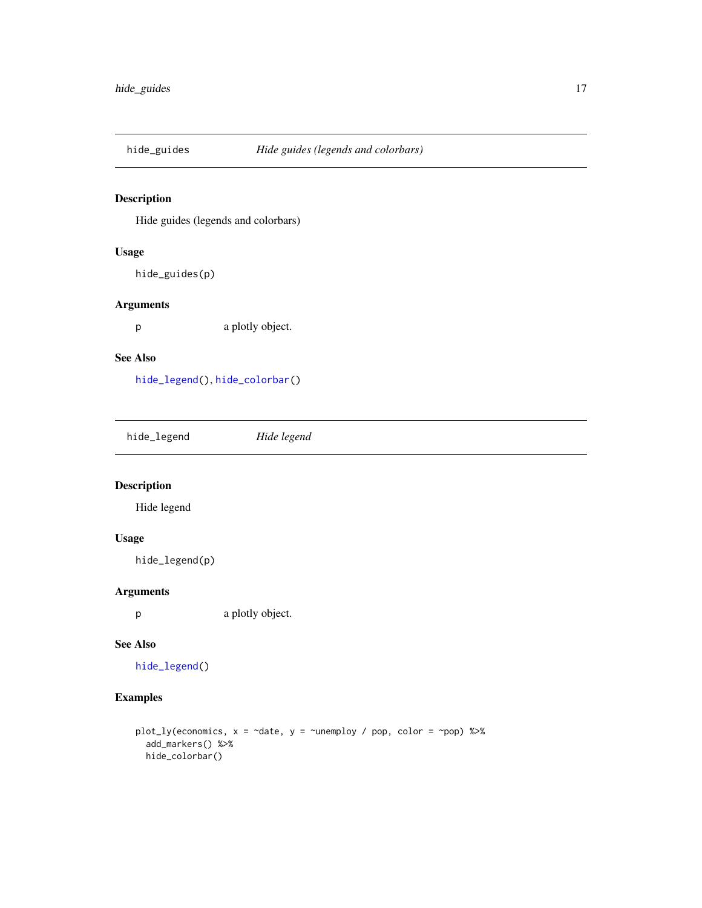## hide_guides — *Hide guides (legends and colorbars)*

### Description

Hide guides (legends and colorbars)

### Usage

```
hide_guides(p)
```

### Arguments

| | |
|---|---|
| p | a plotly object. |

### See Also

hide_legend(), hide_colorbar()

## hide_legend — *Hide legend*

### Description

Hide legend

### Usage

```
hide_legend(p)
```

### Arguments

| | |
|---|---|
| p | a plotly object. |

### See Also

hide_legend()

### Examples

```
plot_ly(economics, x = ~date, y = ~unemploy / pop, color = ~pop) %>%
  add_markers() %>%
  hide_colorbar()
```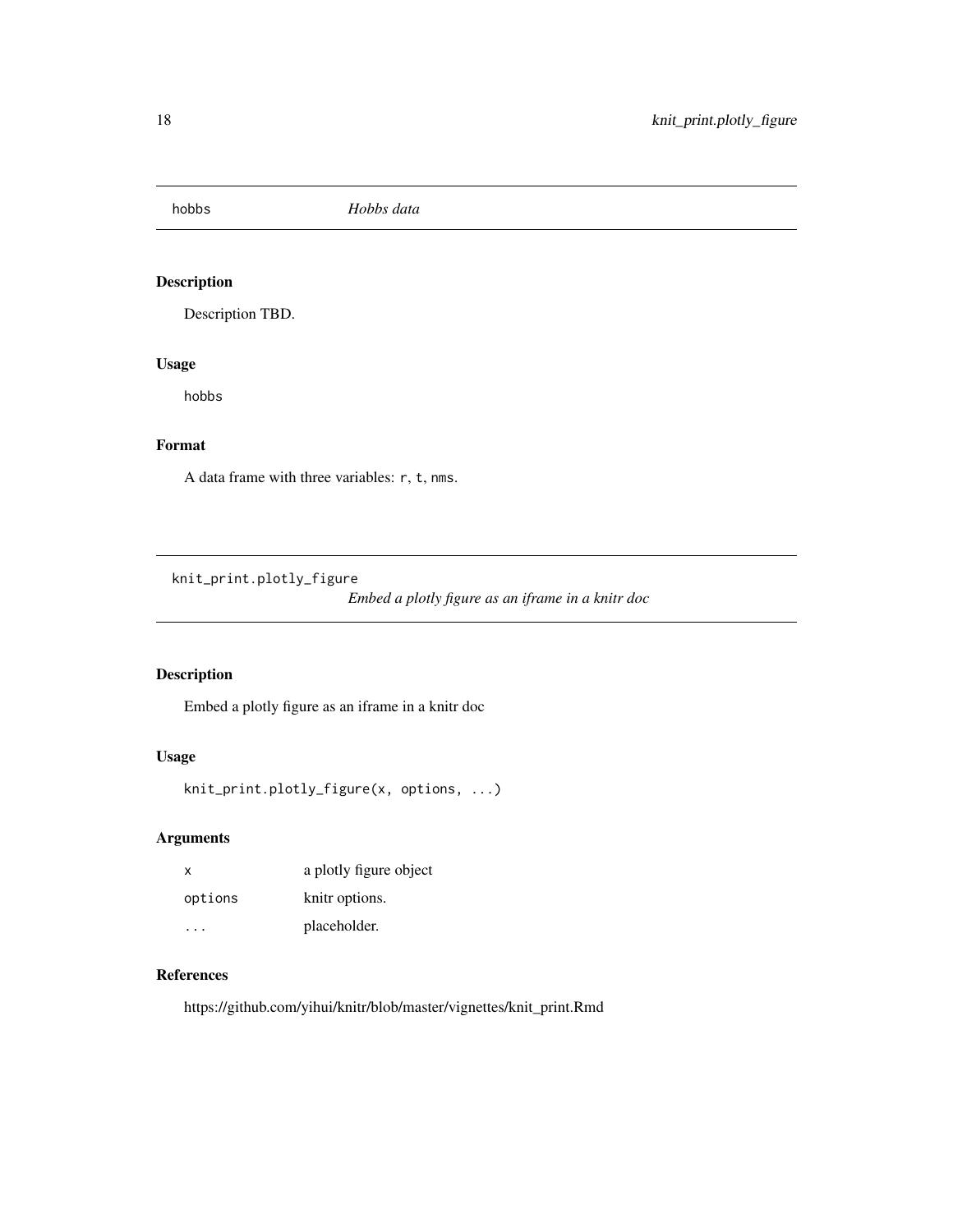## hobbs — *Hobbs data*

### Description

Description TBD.

### Usage

```
hobbs
```

### Format

A data frame with three variables: `r`, `t`, `nms`.

## knit_print.plotly_figure — *Embed a plotly figure as an iframe in a knitr doc*

### Description

Embed a plotly figure as an iframe in a knitr doc

### Usage

```
knit_print.plotly_figure(x, options, ...)
```

### Arguments

| | |
|---|---|
| `x` | a plotly figure object |
| `options` | knitr options. |
| `...` | placeholder. |

### References

https://github.com/yihui/knitr/blob/master/vignettes/knit_print.Rmd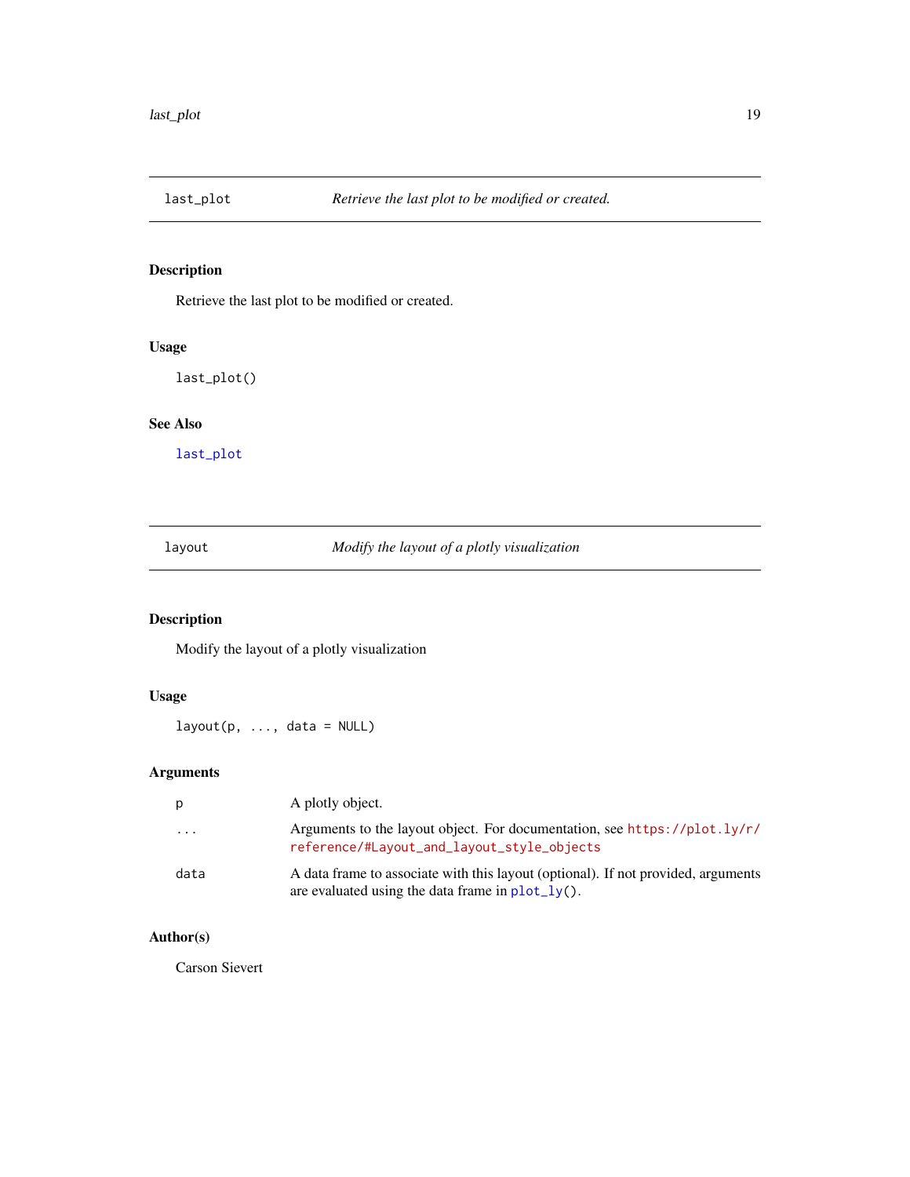## last_plot — *Retrieve the last plot to be modified or created.*

### Description

Retrieve the last plot to be modified or created.

### Usage

```
last_plot()
```

### See Also

last_plot

## layout — *Modify the layout of a plotly visualization*

### Description

Modify the layout of a plotly visualization

### Usage

```
layout(p, ..., data = NULL)
```

### Arguments

| | |
|---|---|
| p | A plotly object. |
| ... | Arguments to the layout object. For documentation, see https://plot.ly/r/reference/#Layout_and_layout_style_objects |
| data | A data frame to associate with this layout (optional). If not provided, arguments are evaluated using the data frame in plot_ly(). |

### Author(s)

Carson Sievert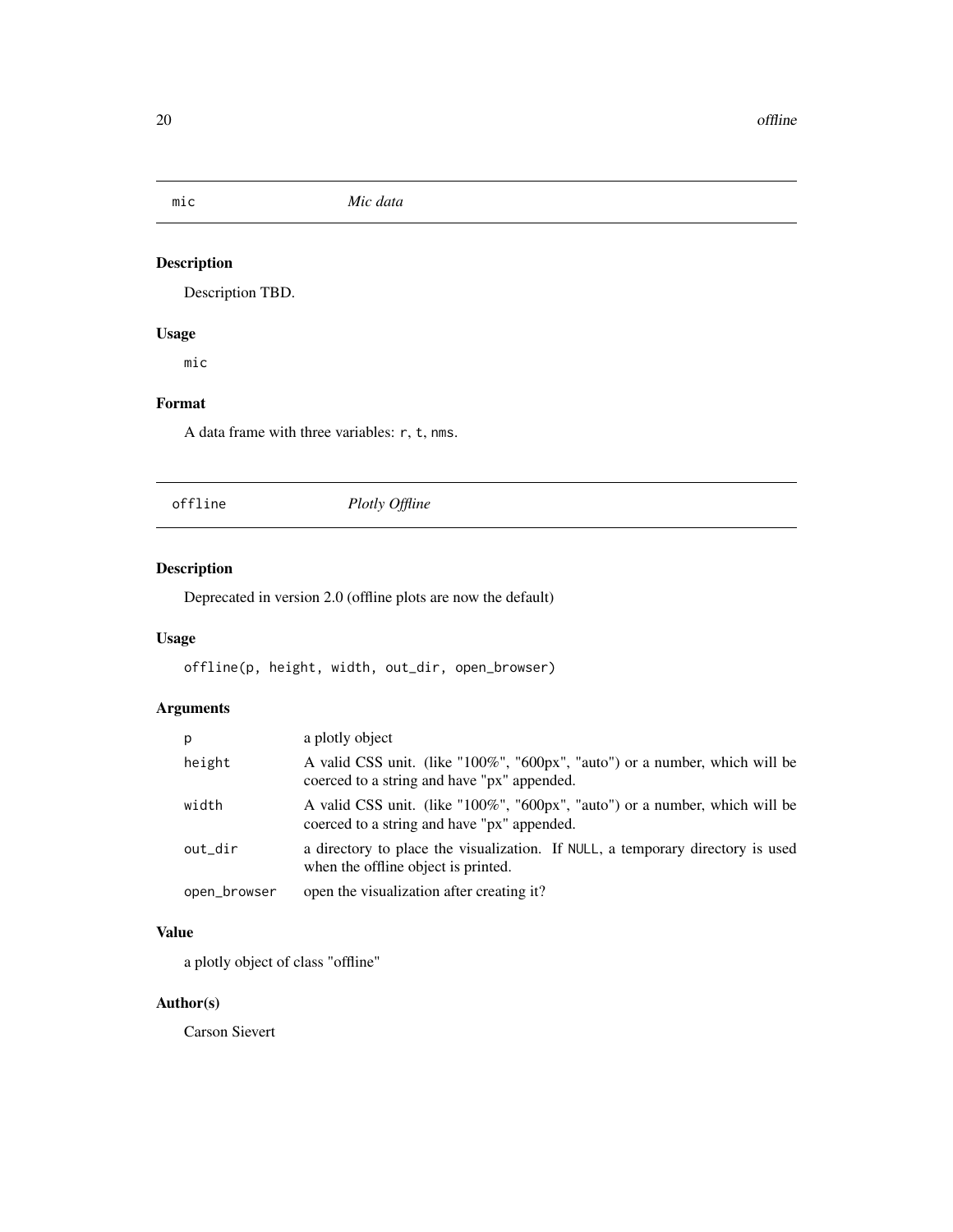## mic *Mic data*

### Description

Description TBD.

### Usage

```
mic
```

### Format

A data frame with three variables: `r`, `t`, `nms`.

## offline *Plotly Offline*

### Description

Deprecated in version 2.0 (offline plots are now the default)

### Usage

```
offline(p, height, width, out_dir, open_browser)
```

### Arguments

| | |
|---|---|
| `p` | a plotly object |
| `height` | A valid CSS unit. (like "100%", "600px", "auto") or a number, which will be coerced to a string and have "px" appended. |
| `width` | A valid CSS unit. (like "100%", "600px", "auto") or a number, which will be coerced to a string and have "px" appended. |
| `out_dir` | a directory to place the visualization. If `NULL`, a temporary directory is used when the offline object is printed. |
| `open_browser` | open the visualization after creating it? |

### Value

a plotly object of class "offline"

### Author(s)

Carson Sievert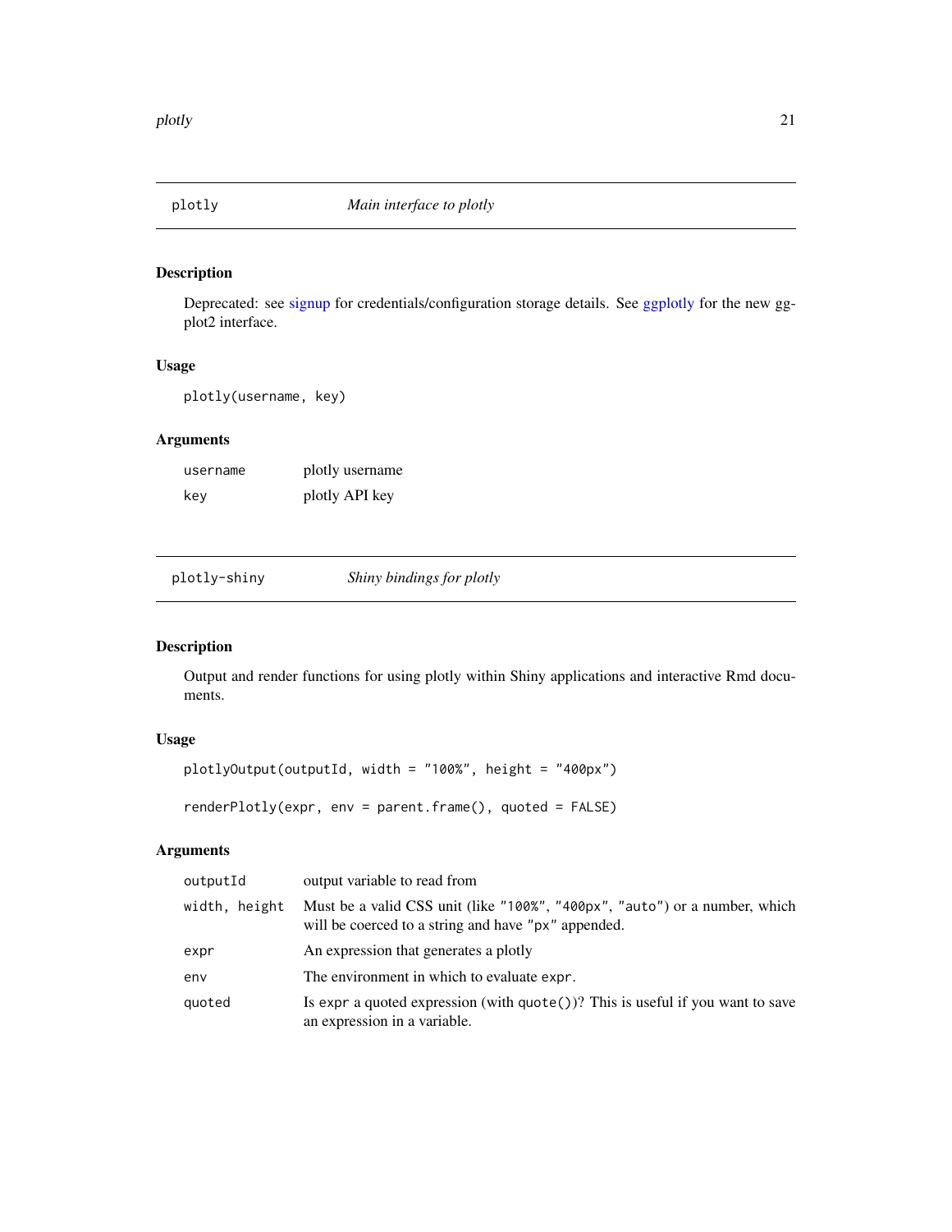## plotly — *Main interface to plotly*

### Description

Deprecated: see signup for credentials/configuration storage details. See ggplotly for the new ggplot2 interface.

### Usage

```
plotly(username, key)
```

### Arguments

| | |
|---|---|
| `username` | plotly username |
| `key` | plotly API key |

## plotly-shiny — *Shiny bindings for plotly*

### Description

Output and render functions for using plotly within Shiny applications and interactive Rmd documents.

### Usage

```
plotlyOutput(outputId, width = "100%", height = "400px")

renderPlotly(expr, env = parent.frame(), quoted = FALSE)
```

### Arguments

| | |
|---|---|
| `outputId` | output variable to read from |
| `width, height` | Must be a valid CSS unit (like `"100%"`, `"400px"`, `"auto"`) or a number, which will be coerced to a string and have `"px"` appended. |
| `expr` | An expression that generates a plotly |
| `env` | The environment in which to evaluate `expr`. |
| `quoted` | Is `expr` a quoted expression (with `quote()`)? This is useful if you want to save an expression in a variable. |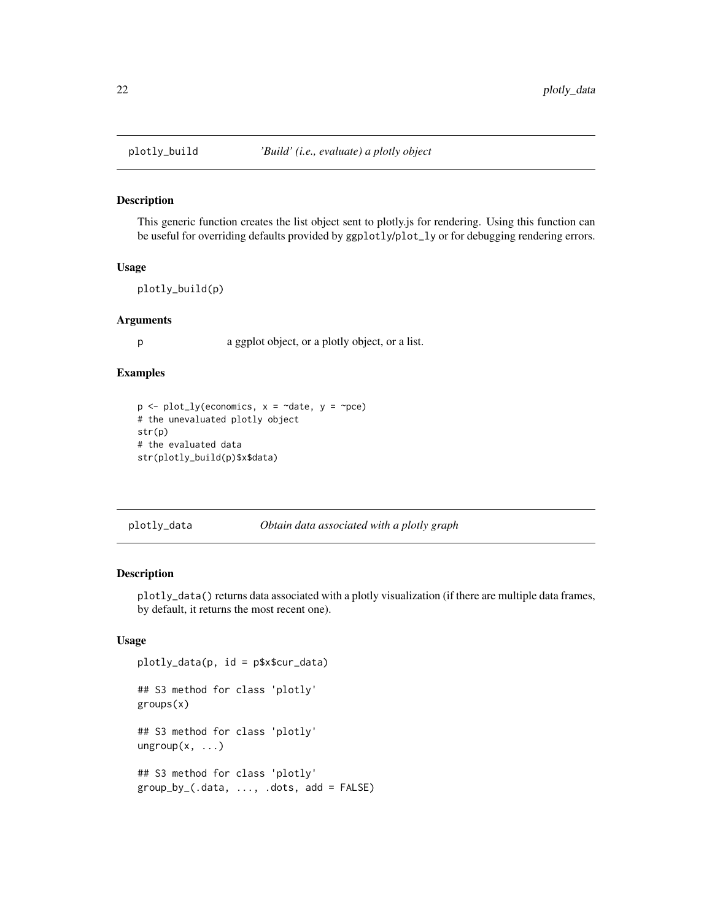## plotly_build *'Build' (i.e., evaluate) a plotly object*

### Description

This generic function creates the list object sent to plotly.js for rendering. Using this function can be useful for overriding defaults provided by `ggplotly`/`plot_ly` or for debugging rendering errors.

### Usage

```
plotly_build(p)
```

### Arguments

| | |
|---|---|
| p | a ggplot object, or a plotly object, or a list. |

### Examples

```
p <- plot_ly(economics, x = ~date, y = ~pce)
# the unevaluated plotly object
str(p)
# the evaluated data
str(plotly_build(p)$x$data)
```

## plotly_data *Obtain data associated with a plotly graph*

### Description

`plotly_data()` returns data associated with a plotly visualization (if there are multiple data frames, by default, it returns the most recent one).

### Usage

```
plotly_data(p, id = p$x$cur_data)

## S3 method for class 'plotly'
groups(x)

## S3 method for class 'plotly'
ungroup(x, ...)

## S3 method for class 'plotly'
group_by_(.data, ..., .dots, add = FALSE)
```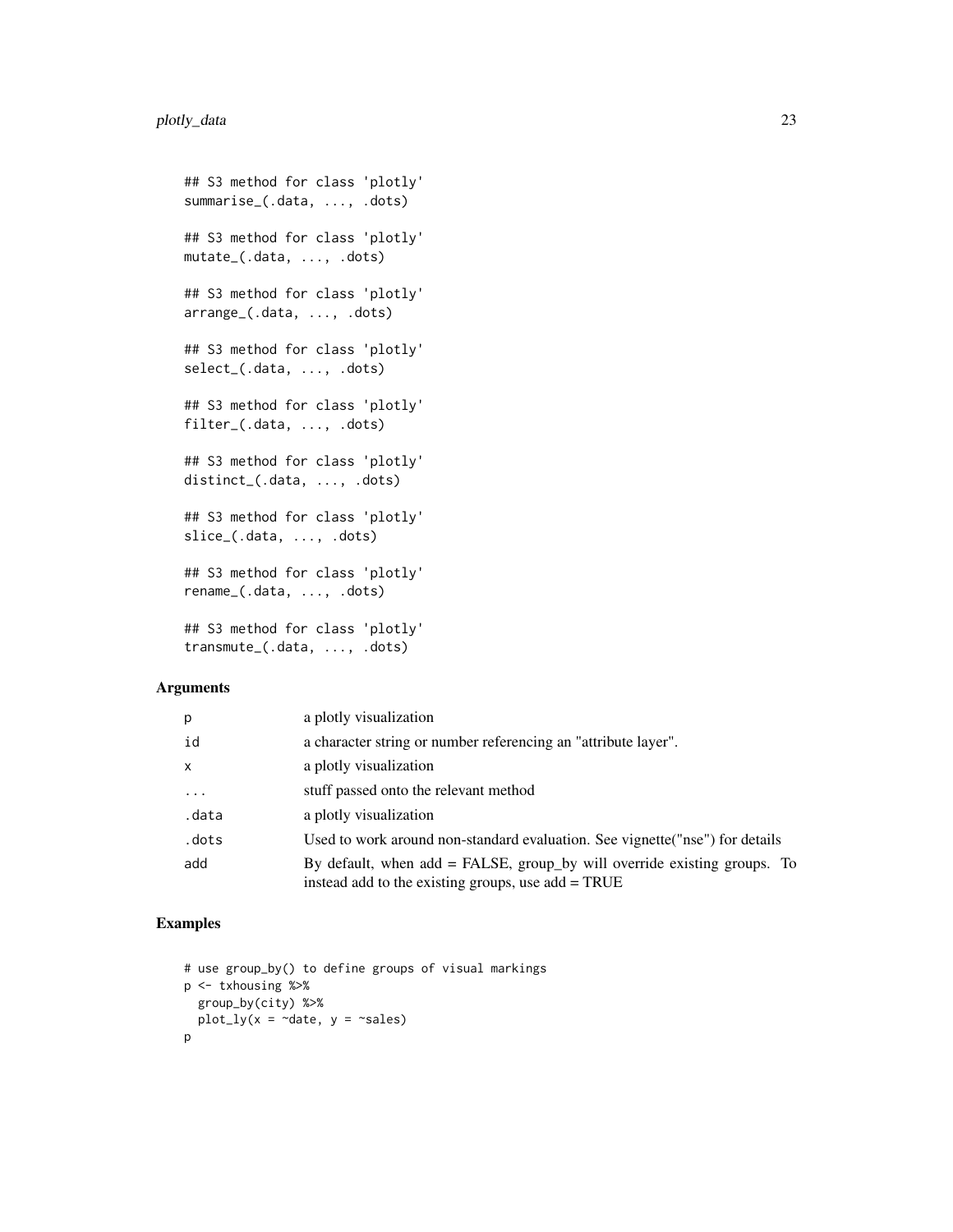```
## S3 method for class 'plotly'
summarise_(.data, ..., .dots)

## S3 method for class 'plotly'
mutate_(.data, ..., .dots)

## S3 method for class 'plotly'
arrange_(.data, ..., .dots)

## S3 method for class 'plotly'
select_(.data, ..., .dots)

## S3 method for class 'plotly'
filter_(.data, ..., .dots)

## S3 method for class 'plotly'
distinct_(.data, ..., .dots)

## S3 method for class 'plotly'
slice_(.data, ..., .dots)

## S3 method for class 'plotly'
rename_(.data, ..., .dots)

## S3 method for class 'plotly'
transmute_(.data, ..., .dots)
```

### Arguments

| | |
|---|---|
| p | a plotly visualization |
| id | a character string or number referencing an "attribute layer". |
| x | a plotly visualization |
| ... | stuff passed onto the relevant method |
| .data | a plotly visualization |
| .dots | Used to work around non-standard evaluation. See vignette("nse") for details |
| add | By default, when add = FALSE, group_by will override existing groups. To instead add to the existing groups, use add = TRUE |

### Examples

```
# use group_by() to define groups of visual markings
p <- txhousing %>%
  group_by(city) %>%
  plot_ly(x = ~date, y = ~sales)
p
```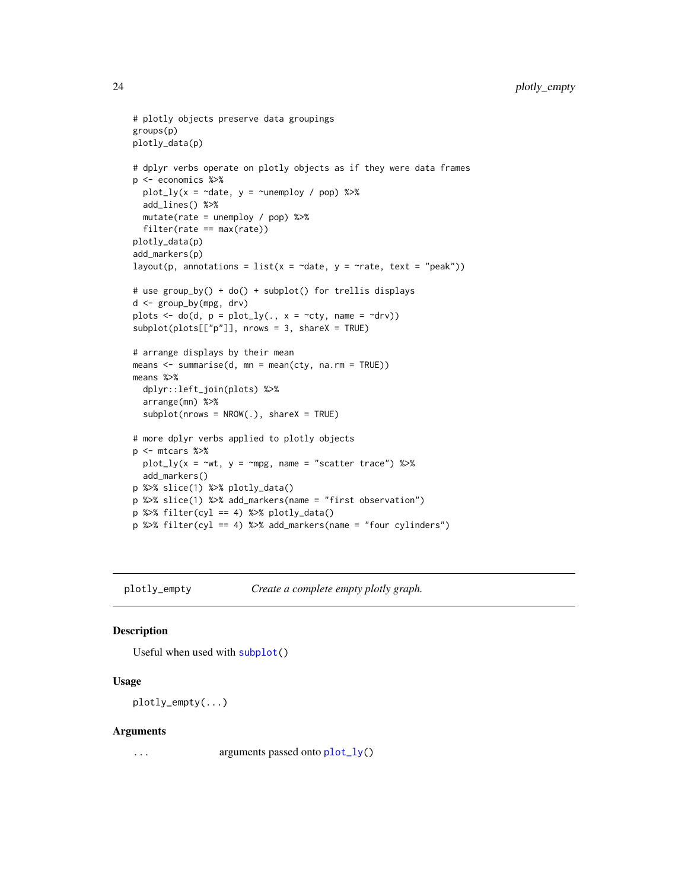```
# plotly objects preserve data groupings
groups(p)
plotly_data(p)

# dplyr verbs operate on plotly objects as if they were data frames
p <- economics %>%
  plot_ly(x = ~date, y = ~unemploy / pop) %>%
  add_lines() %>%
  mutate(rate = unemploy / pop) %>%
  filter(rate == max(rate))
plotly_data(p)
add_markers(p)
layout(p, annotations = list(x = ~date, y = ~rate, text = "peak"))

# use group_by() + do() + subplot() for trellis displays
d <- group_by(mpg, drv)
plots <- do(d, p = plot_ly(., x = ~cty, name = ~drv))
subplot(plots[["p"]], nrows = 3, shareX = TRUE)

# arrange displays by their mean
means <- summarise(d, mn = mean(cty, na.rm = TRUE))
means %>%
  dplyr::left_join(plots) %>%
  arrange(mn) %>%
  subplot(nrows = NROW(.), shareX = TRUE)

# more dplyr verbs applied to plotly objects
p <- mtcars %>%
  plot_ly(x = ~wt, y = ~mpg, name = "scatter trace") %>%
  add_markers()
p %>% slice(1) %>% plotly_data()
p %>% slice(1) %>% add_markers(name = "first observation")
p %>% filter(cyl == 4) %>% plotly_data()
p %>% filter(cyl == 4) %>% add_markers(name = "four cylinders")
```

## plotly_empty — *Create a complete empty plotly graph.*

### Description

Useful when used with subplot()

### Usage

```
plotly_empty(...)
```

### Arguments

| | |
|---|---|
| ... | arguments passed onto plot_ly() |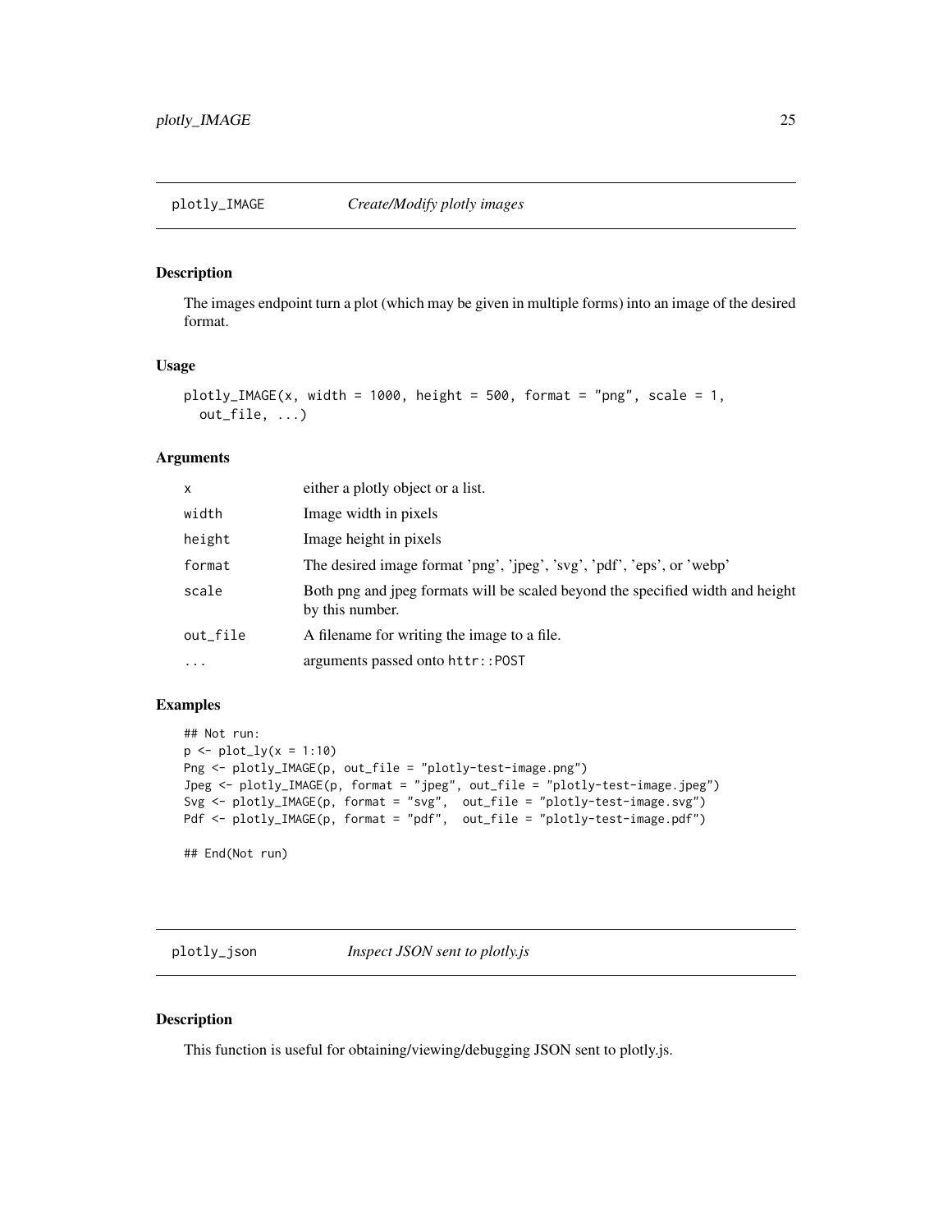## plotly_IMAGE — *Create/Modify plotly images*

### Description

The images endpoint turn a plot (which may be given in multiple forms) into an image of the desired format.

### Usage

```
plotly_IMAGE(x, width = 1000, height = 500, format = "png", scale = 1,
  out_file, ...)
```

### Arguments

| | |
|---|---|
| `x` | either a plotly object or a list. |
| `width` | Image width in pixels |
| `height` | Image height in pixels |
| `format` | The desired image format 'png', 'jpeg', 'svg', 'pdf', 'eps', or 'webp' |
| `scale` | Both png and jpeg formats will be scaled beyond the specified width and height by this number. |
| `out_file` | A filename for writing the image to a file. |
| `...` | arguments passed onto `httr::POST` |

### Examples

```
## Not run:
p <- plot_ly(x = 1:10)
Png <- plotly_IMAGE(p, out_file = "plotly-test-image.png")
Jpeg <- plotly_IMAGE(p, format = "jpeg", out_file = "plotly-test-image.jpeg")
Svg <- plotly_IMAGE(p, format = "svg",  out_file = "plotly-test-image.svg")
Pdf <- plotly_IMAGE(p, format = "pdf",  out_file = "plotly-test-image.pdf")

## End(Not run)
```

## plotly_json — *Inspect JSON sent to plotly.js*

### Description

This function is useful for obtaining/viewing/debugging JSON sent to plotly.js.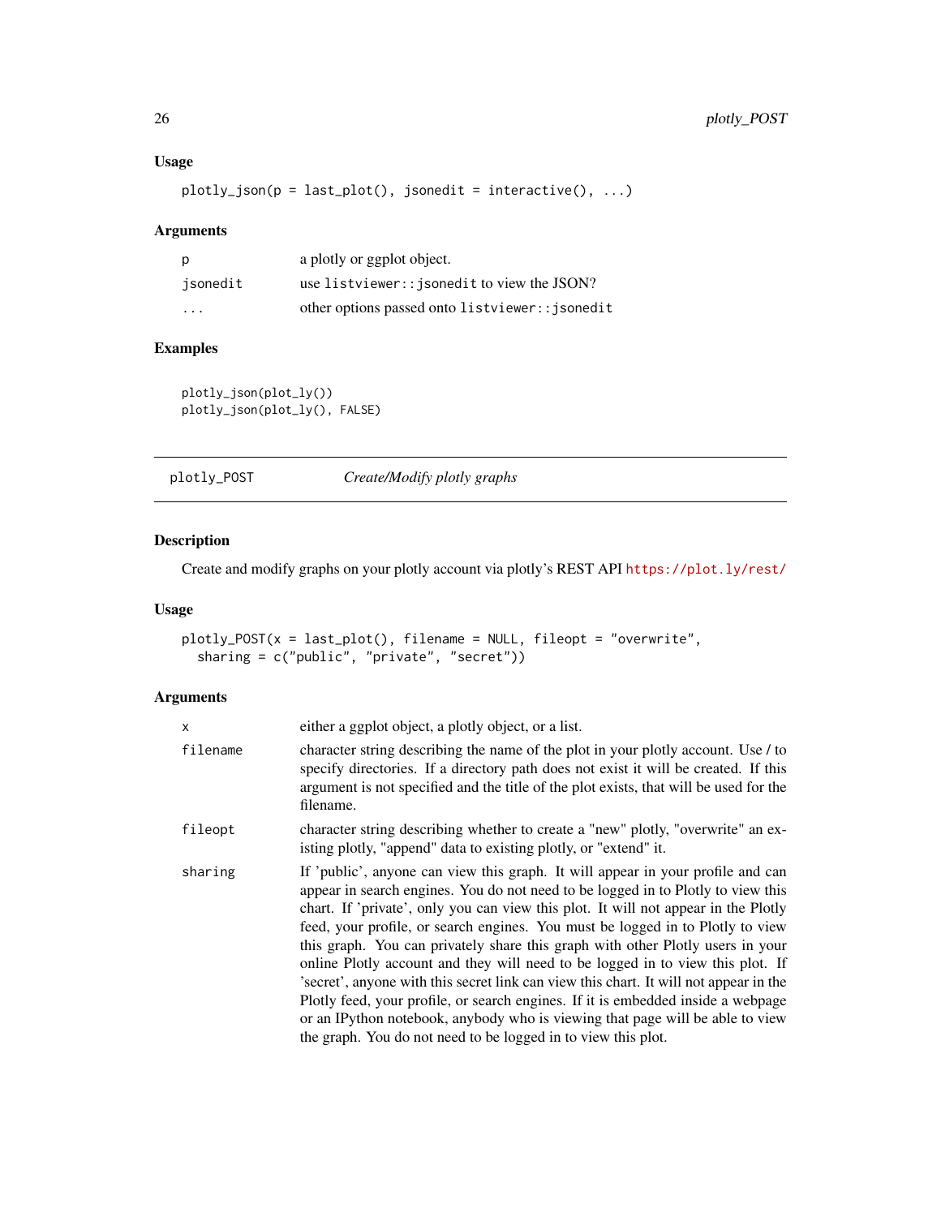### Usage

```
plotly_json(p = last_plot(), jsonedit = interactive(), ...)
```

### Arguments

| | |
|---|---|
| p | a plotly or ggplot object. |
| jsonedit | use `listviewer::jsonedit` to view the JSON? |
| ... | other options passed onto `listviewer::jsonedit` |

### Examples

```
plotly_json(plot_ly())
plotly_json(plot_ly(), FALSE)
```

## plotly_POST *Create/Modify plotly graphs*

### Description

Create and modify graphs on your plotly account via plotly's REST API https://plot.ly/rest/

### Usage

```
plotly_POST(x = last_plot(), filename = NULL, fileopt = "overwrite",
  sharing = c("public", "private", "secret"))
```

### Arguments

| | |
|---|---|
| x | either a ggplot object, a plotly object, or a list. |
| filename | character string describing the name of the plot in your plotly account. Use / to specify directories. If a directory path does not exist it will be created. If this argument is not specified and the title of the plot exists, that will be used for the filename. |
| fileopt | character string describing whether to create a "new" plotly, "overwrite" an existing plotly, "append" data to existing plotly, or "extend" it. |
| sharing | If 'public', anyone can view this graph. It will appear in your profile and can appear in search engines. You do not need to be logged in to Plotly to view this chart. If 'private', only you can view this plot. It will not appear in the Plotly feed, your profile, or search engines. You must be logged in to Plotly to view this graph. You can privately share this graph with other Plotly users in your online Plotly account and they will need to be logged in to view this plot. If 'secret', anyone with this secret link can view this chart. It will not appear in the Plotly feed, your profile, or search engines. If it is embedded inside a webpage or an IPython notebook, anybody who is viewing that page will be able to view the graph. You do not need to be logged in to view this plot. |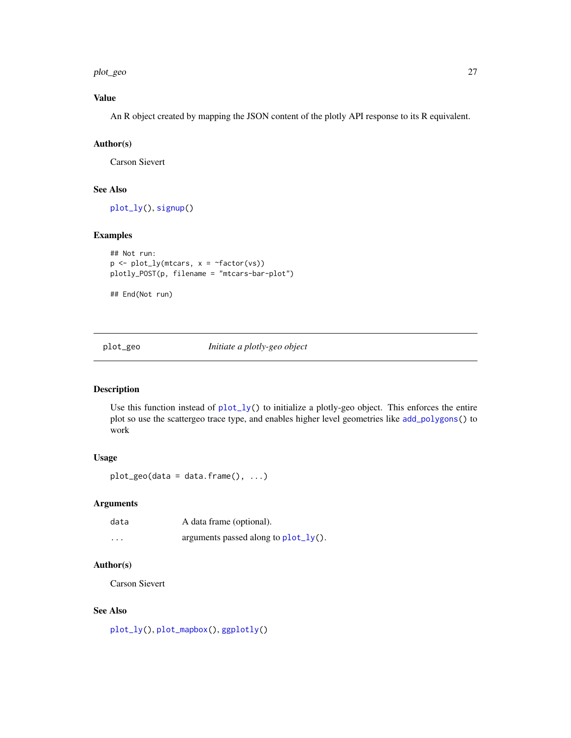## Value

An R object created by mapping the JSON content of the plotly API response to its R equivalent.

## Author(s)

Carson Sievert

## See Also

plot_ly(), signup()

## Examples

```
## Not run:
p <- plot_ly(mtcars, x = ~factor(vs))
plotly_POST(p, filename = "mtcars-bar-plot")

## End(Not run)
```

---

# plot_geo — *Initiate a plotly-geo object*

## Description

Use this function instead of plot_ly() to initialize a plotly-geo object. This enforces the entire plot so use the scattergeo trace type, and enables higher level geometries like add_polygons() to work

## Usage

```
plot_geo(data = data.frame(), ...)
```

## Arguments

| | |
|---|---|
| data | A data frame (optional). |
| ... | arguments passed along to plot_ly(). |

## Author(s)

Carson Sievert

## See Also

plot_ly(), plot_mapbox(), ggplotly()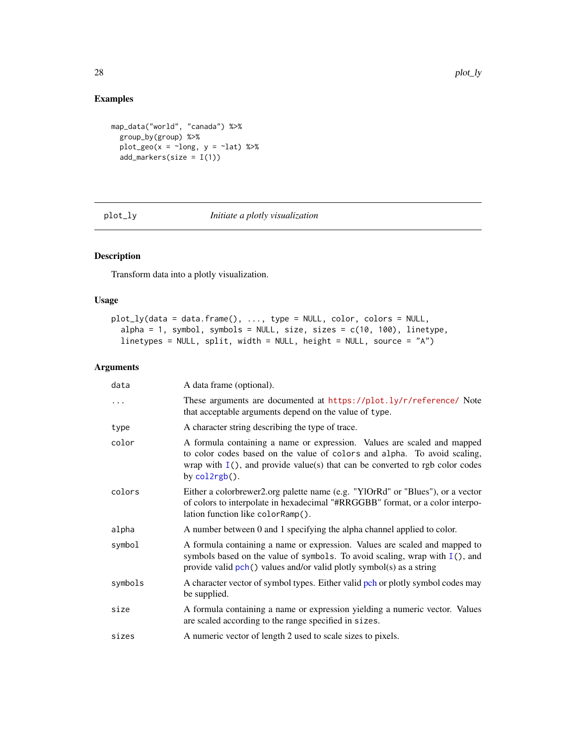## Examples

```
map_data("world", "canada") %>%
  group_by(group) %>%
  plot_geo(x = ~long, y = ~lat) %>%
  add_markers(size = I(1))
```

---

# plot_ly — *Initiate a plotly visualization*

---

## Description

Transform data into a plotly visualization.

## Usage

```
plot_ly(data = data.frame(), ..., type = NULL, color, colors = NULL,
  alpha = 1, symbol, symbols = NULL, size, sizes = c(10, 100), linetype,
  linetypes = NULL, split, width = NULL, height = NULL, source = "A")
```

## Arguments

| | |
|---|---|
| `data` | A data frame (optional). |
| `...` | These arguments are documented at https://plot.ly/r/reference/ Note that acceptable arguments depend on the value of `type`. |
| `type` | A character string describing the type of trace. |
| `color` | A formula containing a name or expression. Values are scaled and mapped to color codes based on the value of `colors` and `alpha`. To avoid scaling, wrap with `I()`, and provide value(s) that can be converted to rgb color codes by `col2rgb()`. |
| `colors` | Either a colorbrewer2.org palette name (e.g. "YlOrRd" or "Blues"), or a vector of colors to interpolate in hexadecimal "#RRGGBB" format, or a color interpolation function like `colorRamp()`. |
| `alpha` | A number between 0 and 1 specifying the alpha channel applied to color. |
| `symbol` | A formula containing a name or expression. Values are scaled and mapped to symbols based on the value of `symbols`. To avoid scaling, wrap with `I()`, and provide valid `pch()` values and/or valid plotly symbol(s) as a string |
| `symbols` | A character vector of symbol types. Either valid pch or plotly symbol codes may be supplied. |
| `size` | A formula containing a name or expression yielding a numeric vector. Values are scaled according to the range specified in `sizes`. |
| `sizes` | A numeric vector of length 2 used to scale sizes to pixels. |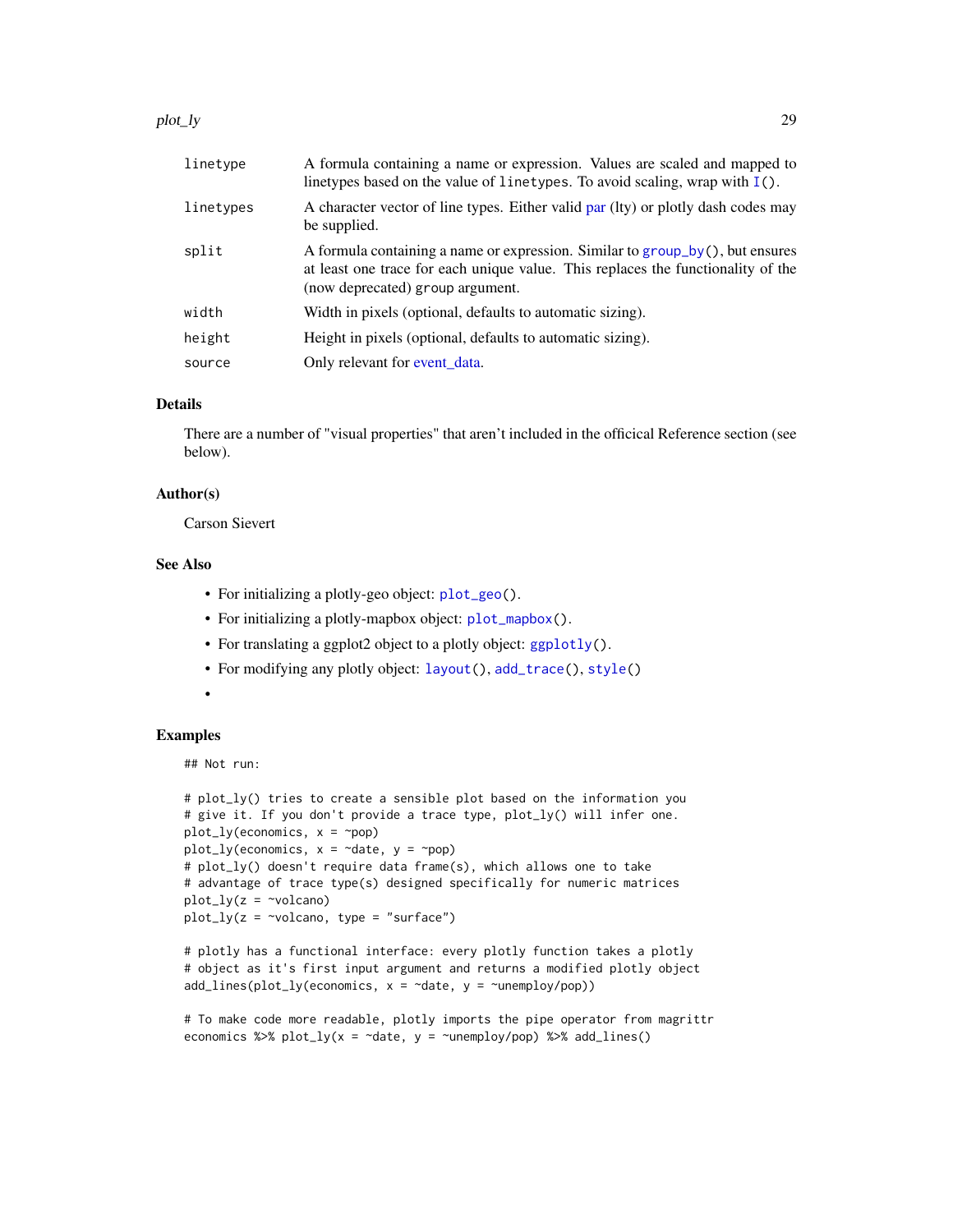| | |
|---|---|
| linetype | A formula containing a name or expression. Values are scaled and mapped to linetypes based on the value of `linetypes`. To avoid scaling, wrap with `I()`. |
| linetypes | A character vector of line types. Either valid par (lty) or plotly dash codes may be supplied. |
| split | A formula containing a name or expression. Similar to `group_by()`, but ensures at least one trace for each unique value. This replaces the functionality of the (now deprecated) `group` argument. |
| width | Width in pixels (optional, defaults to automatic sizing). |
| height | Height in pixels (optional, defaults to automatic sizing). |
| source | Only relevant for event_data. |

## Details

There are a number of "visual properties" that aren't included in the officical Reference section (see below).

## Author(s)

Carson Sievert

## See Also

- For initializing a plotly-geo object: `plot_geo()`.
- For initializing a plotly-mapbox object: `plot_mapbox()`.
- For translating a ggplot2 object to a plotly object: `ggplotly()`.
- For modifying any plotly object: `layout()`, `add_trace()`, `style()`
- 

## Examples

```
## Not run:

# plot_ly() tries to create a sensible plot based on the information you
# give it. If you don't provide a trace type, plot_ly() will infer one.
plot_ly(economics, x = ~pop)
plot_ly(economics, x = ~date, y = ~pop)
# plot_ly() doesn't require data frame(s), which allows one to take
# advantage of trace type(s) designed specifically for numeric matrices
plot_ly(z = ~volcano)
plot_ly(z = ~volcano, type = "surface")

# plotly has a functional interface: every plotly function takes a plotly
# object as it's first input argument and returns a modified plotly object
add_lines(plot_ly(economics, x = ~date, y = ~unemploy/pop))

# To make code more readable, plotly imports the pipe operator from magrittr
economics %>% plot_ly(x = ~date, y = ~unemploy/pop) %>% add_lines()
```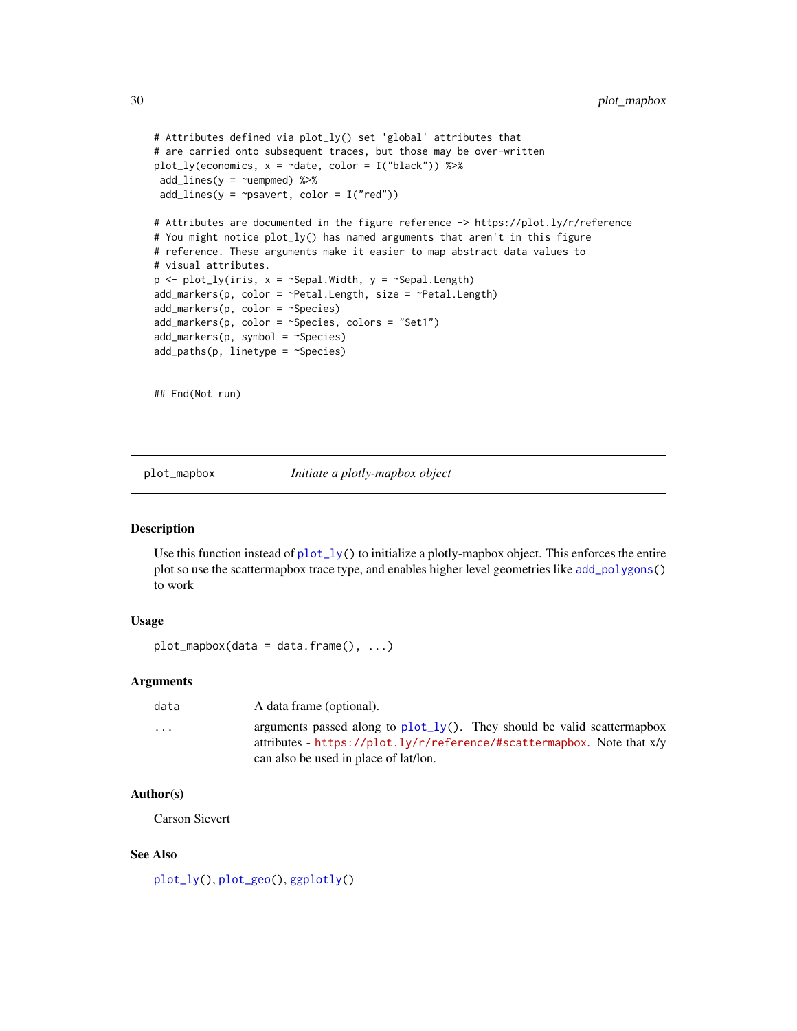```
# Attributes defined via plot_ly() set 'global' attributes that
# are carried onto subsequent traces, but those may be over-written
plot_ly(economics, x = ~date, color = I("black")) %>%
 add_lines(y = ~uempmed) %>%
 add_lines(y = ~psavert, color = I("red"))

# Attributes are documented in the figure reference -> https://plot.ly/r/reference
# You might notice plot_ly() has named arguments that aren't in this figure
# reference. These arguments make it easier to map abstract data values to
# visual attributes.
p <- plot_ly(iris, x = ~Sepal.Width, y = ~Sepal.Length)
add_markers(p, color = ~Petal.Length, size = ~Petal.Length)
add_markers(p, color = ~Species)
add_markers(p, color = ~Species, colors = "Set1")
add_markers(p, symbol = ~Species)
add_paths(p, linetype = ~Species)


## End(Not run)
```

---

## plot_mapbox — *Initiate a plotly-mapbox object*

### Description

Use this function instead of plot_ly() to initialize a plotly-mapbox object. This enforces the entire plot so use the scattermapbox trace type, and enables higher level geometries like add_polygons() to work

### Usage

```
plot_mapbox(data = data.frame(), ...)
```

### Arguments

| | |
|---|---|
| data | A data frame (optional). |
| ... | arguments passed along to plot_ly(). They should be valid scattermapbox attributes - https://plot.ly/r/reference/#scattermapbox. Note that x/y can also be used in place of lat/lon. |

### Author(s)

Carson Sievert

### See Also

plot_ly(), plot_geo(), ggplotly()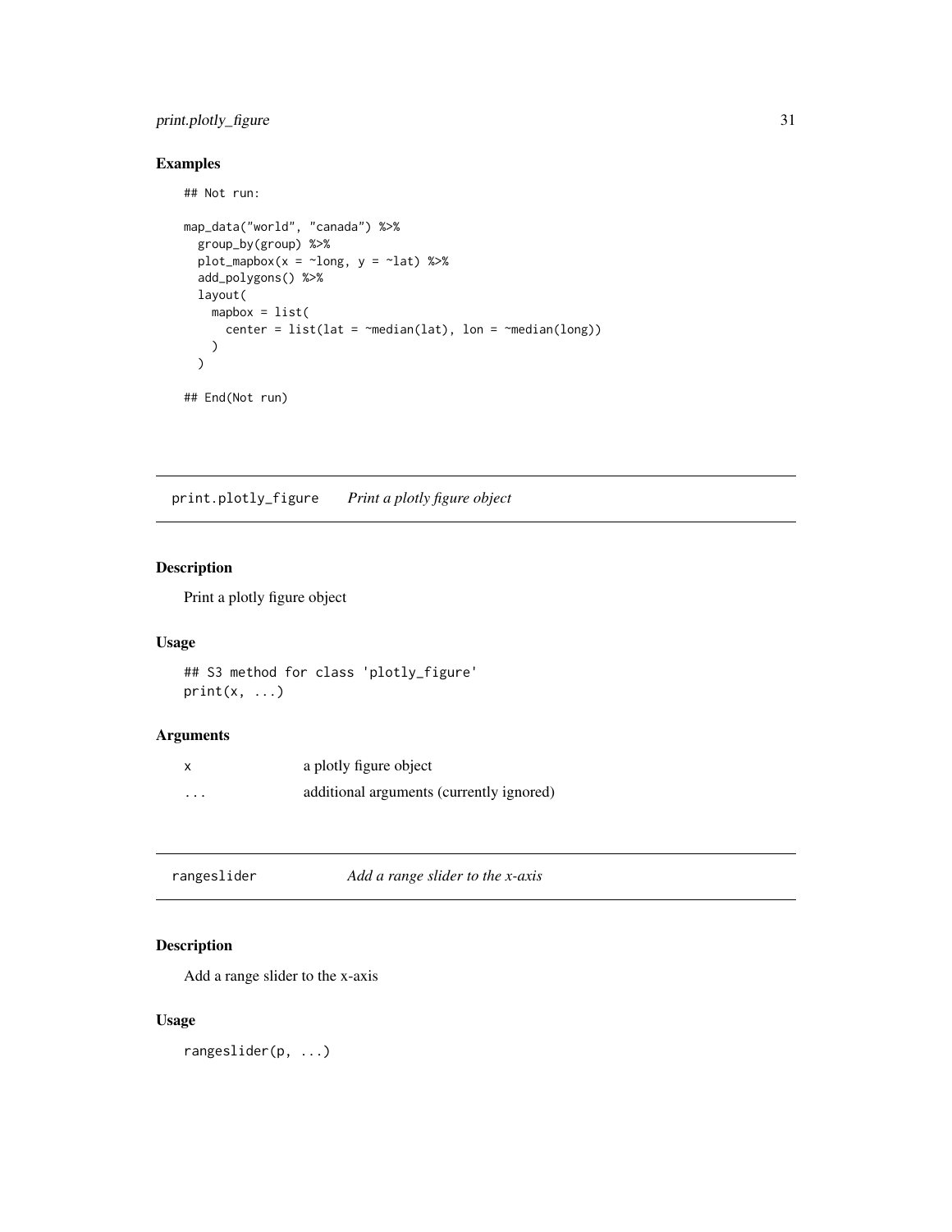### Examples

```
## Not run:

map_data("world", "canada") %>%
  group_by(group) %>%
  plot_mapbox(x = ~long, y = ~lat) %>%
  add_polygons() %>%
  layout(
    mapbox = list(
      center = list(lat = ~median(lat), lon = ~median(long))
    )
  )

## End(Not run)
```

---

## print.plotly_figure — *Print a plotly figure object*

### Description

Print a plotly figure object

### Usage

```
## S3 method for class 'plotly_figure'
print(x, ...)
```

### Arguments

| | |
|---|---|
| x | a plotly figure object |
| ... | additional arguments (currently ignored) |

---

## rangeslider — *Add a range slider to the x-axis*

### Description

Add a range slider to the x-axis

### Usage

```
rangeslider(p, ...)
```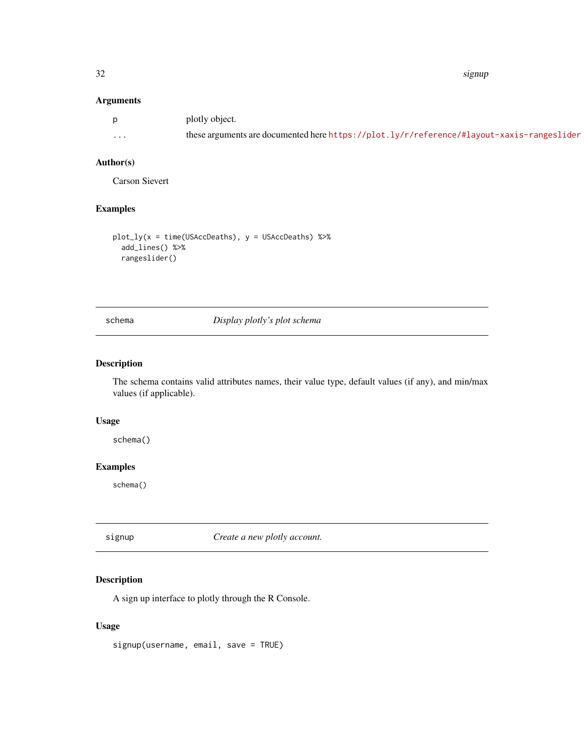### Arguments

p plotly object.

... these arguments are documented here https://plot.ly/r/reference/#layout-xaxis-rangeslider

### Author(s)

Carson Sievert

### Examples

```
plot_ly(x = time(USAccDeaths), y = USAccDeaths) %>%
  add_lines() %>%
  rangeslider()
```

---

## schema *Display plotly's plot schema*

---

### Description

The schema contains valid attributes names, their value type, default values (if any), and min/max values (if applicable).

### Usage

```
schema()
```

### Examples

```
schema()
```

---

## signup *Create a new plotly account.*

---

### Description

A sign up interface to plotly through the R Console.

### Usage

```
signup(username, email, save = TRUE)
```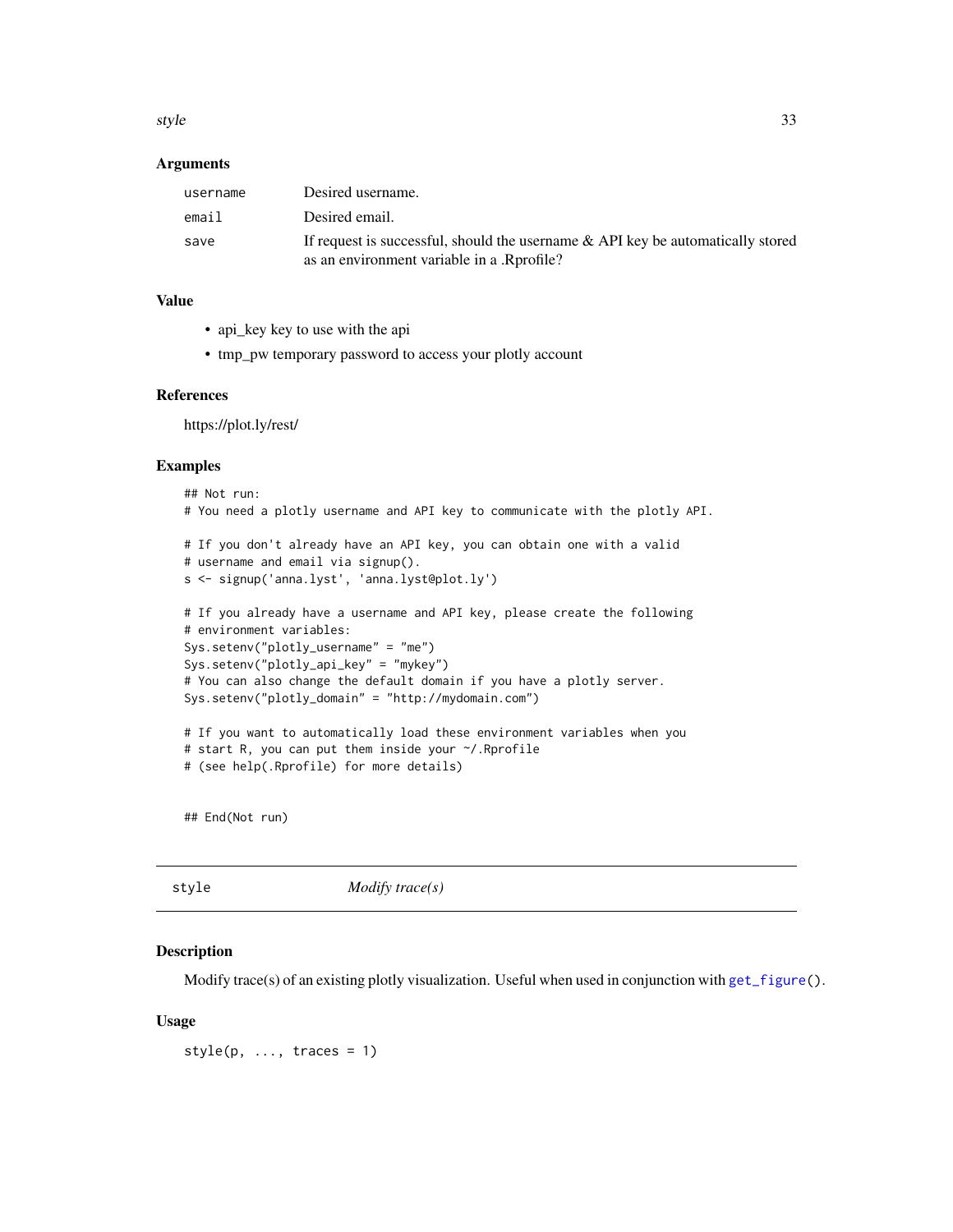## Arguments

| | |
|---|---|
| username | Desired username. |
| email | Desired email. |
| save | If request is successful, should the username & API key be automatically stored as an environment variable in a .Rprofile? |

## Value

- api_key key to use with the api
- tmp_pw temporary password to access your plotly account

## References

https://plot.ly/rest/

## Examples

```
## Not run:
# You need a plotly username and API key to communicate with the plotly API.

# If you don't already have an API key, you can obtain one with a valid
# username and email via signup().
s <- signup('anna.lyst', 'anna.lyst@plot.ly')

# If you already have a username and API key, please create the following
# environment variables:
Sys.setenv("plotly_username" = "me")
Sys.setenv("plotly_api_key" = "mykey")
# You can also change the default domain if you have a plotly server.
Sys.setenv("plotly_domain" = "http://mydomain.com")

# If you want to automatically load these environment variables when you
# start R, you can put them inside your ~/.Rprofile
# (see help(.Rprofile) for more details)


## End(Not run)
```

---

# style *Modify trace(s)*

---

## Description

Modify trace(s) of an existing plotly visualization. Useful when used in conjunction with get_figure().

## Usage

```
style(p, ..., traces = 1)
```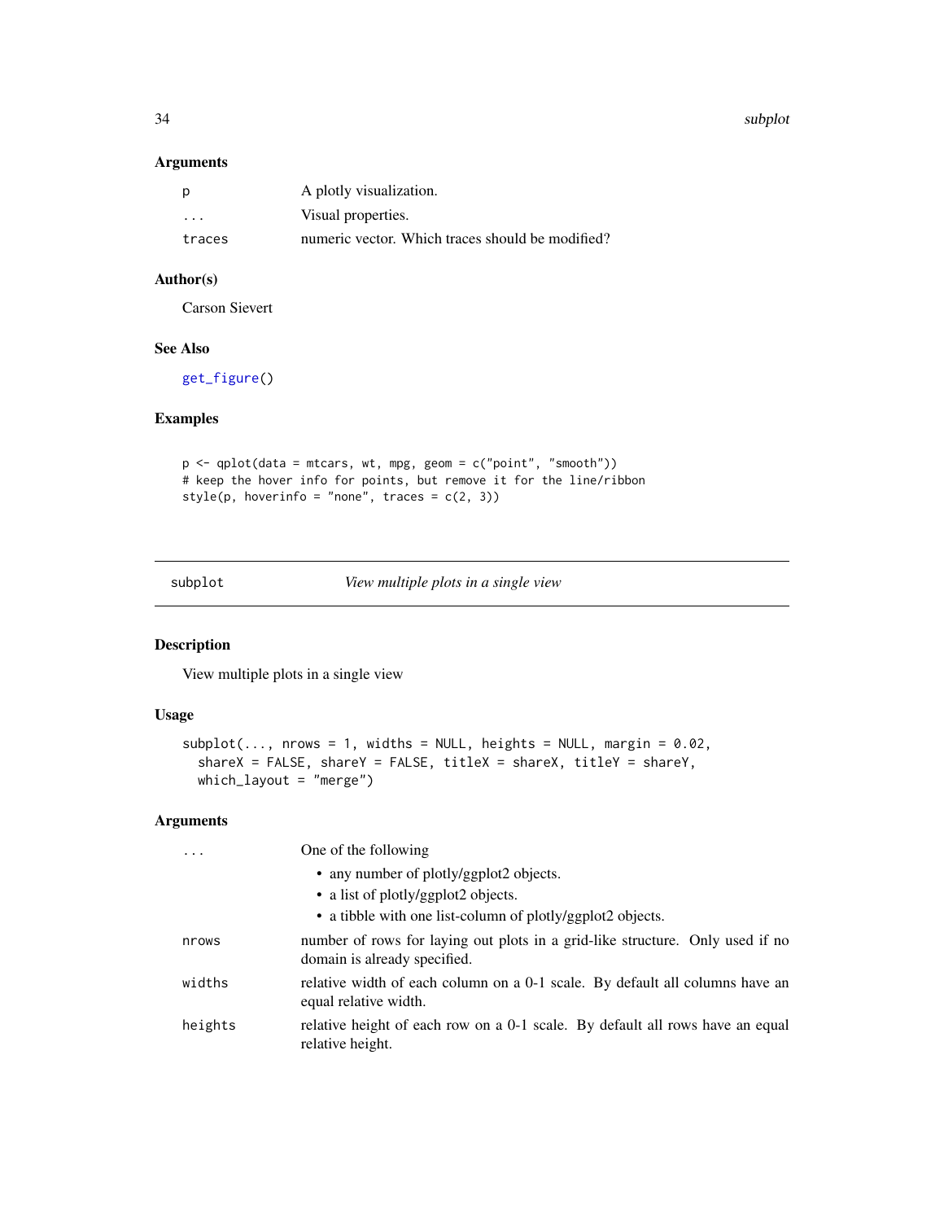### Arguments

| | |
|---|---|
| `p` | A plotly visualization. |
| `...` | Visual properties. |
| `traces` | numeric vector. Which traces should be modified? |

### Author(s)

Carson Sievert

### See Also

`get_figure()`

### Examples

```
p <- qplot(data = mtcars, wt, mpg, geom = c("point", "smooth"))
# keep the hover info for points, but remove it for the line/ribbon
style(p, hoverinfo = "none", traces = c(2, 3))
```

---

## subplot — *View multiple plots in a single view*

---

### Description

View multiple plots in a single view

### Usage

```
subplot(..., nrows = 1, widths = NULL, heights = NULL, margin = 0.02,
  shareX = FALSE, shareY = FALSE, titleX = shareX, titleY = shareY,
  which_layout = "merge")
```

### Arguments

| | |
|---|---|
| `...` | One of the following<br>• any number of plotly/ggplot2 objects.<br>• a list of plotly/ggplot2 objects.<br>• a tibble with one list-column of plotly/ggplot2 objects. |
| `nrows` | number of rows for laying out plots in a grid-like structure. Only used if no domain is already specified. |
| `widths` | relative width of each column on a 0-1 scale. By default all columns have an equal relative width. |
| `heights` | relative height of each row on a 0-1 scale. By default all rows have an equal relative height. |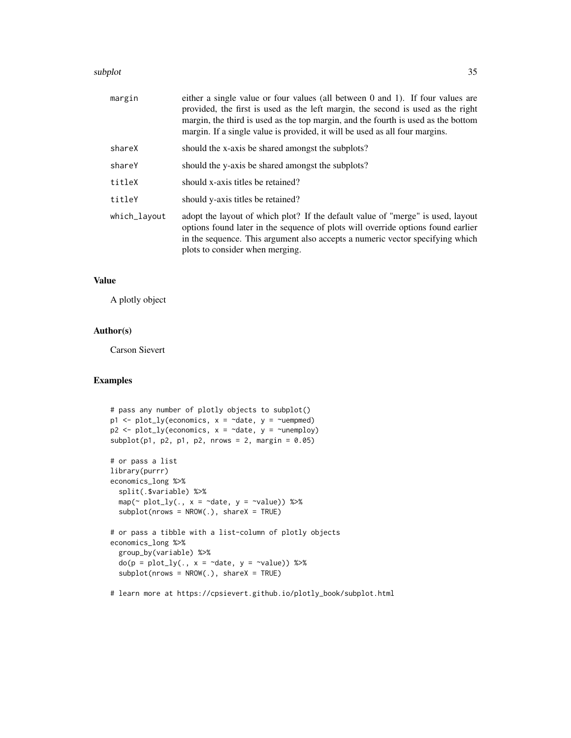| | |
|---|---|
| margin | either a single value or four values (all between 0 and 1). If four values are provided, the first is used as the left margin, the second is used as the right margin, the third is used as the top margin, and the fourth is used as the bottom margin. If a single value is provided, it will be used as all four margins. |
| shareX | should the x-axis be shared amongst the subplots? |
| shareY | should the y-axis be shared amongst the subplots? |
| titleX | should x-axis titles be retained? |
| titleY | should y-axis titles be retained? |
| which_layout | adopt the layout of which plot? If the default value of "merge" is used, layout options found later in the sequence of plots will override options found earlier in the sequence. This argument also accepts a numeric vector specifying which plots to consider when merging. |

## Value

A plotly object

## Author(s)

Carson Sievert

## Examples

```
# pass any number of plotly objects to subplot()
p1 <- plot_ly(economics, x = ~date, y = ~uempmed)
p2 <- plot_ly(economics, x = ~date, y = ~unemploy)
subplot(p1, p2, p1, p2, nrows = 2, margin = 0.05)

# or pass a list
library(purrr)
economics_long %>%
  split(.$variable) %>%
  map(~ plot_ly(., x = ~date, y = ~value)) %>%
  subplot(nrows = NROW(.), shareX = TRUE)

# or pass a tibble with a list-column of plotly objects
economics_long %>%
  group_by(variable) %>%
  do(p = plot_ly(., x = ~date, y = ~value)) %>%
  subplot(nrows = NROW(.), shareX = TRUE)

# learn more at https://cpsievert.github.io/plotly_book/subplot.html
```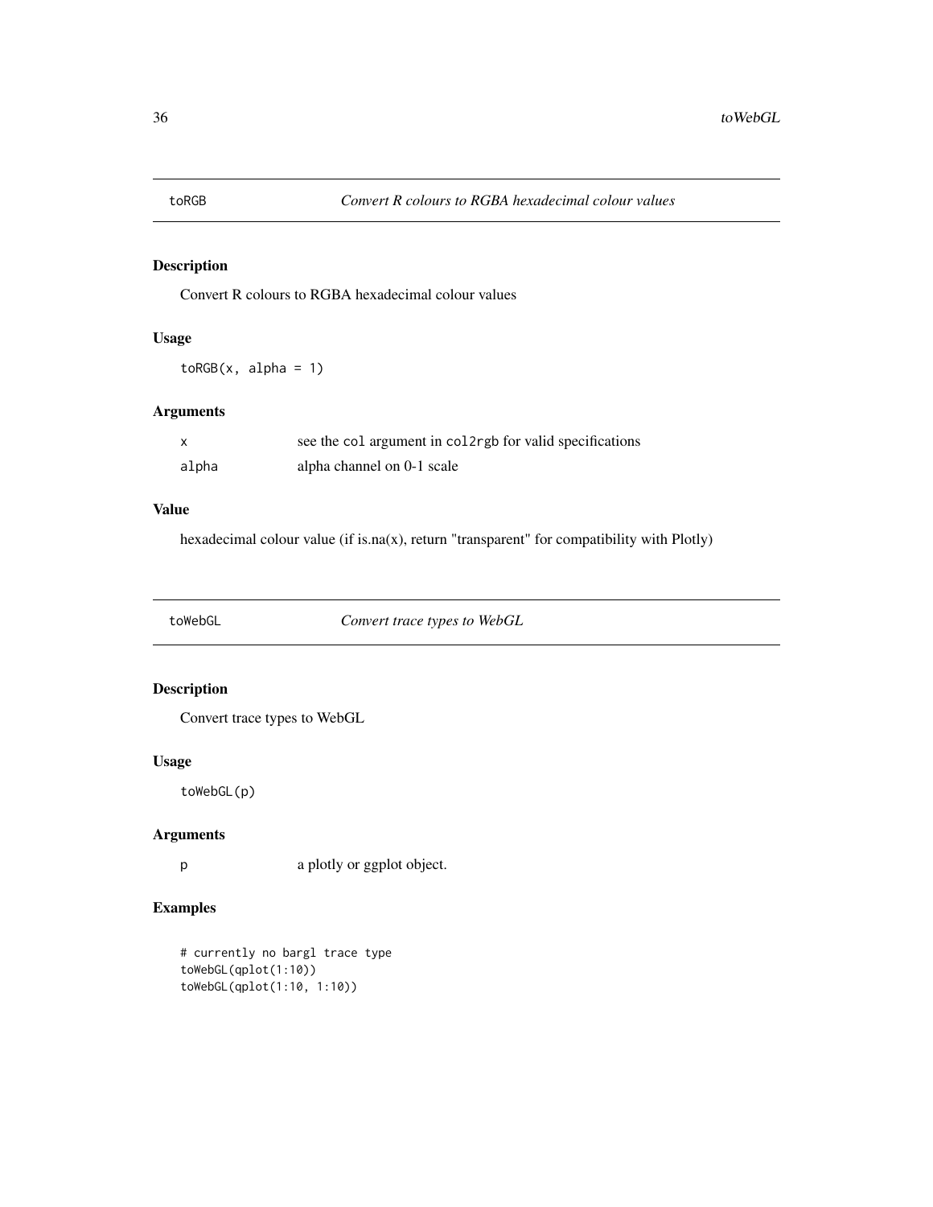## toRGB — *Convert R colours to RGBA hexadecimal colour values*

### Description

Convert R colours to RGBA hexadecimal colour values

### Usage

```
toRGB(x, alpha = 1)
```

### Arguments

| | |
|---|---|
| `x` | see the `col` argument in `col2rgb` for valid specifications |
| `alpha` | alpha channel on 0-1 scale |

### Value

hexadecimal colour value (if is.na(x), return "transparent" for compatibility with Plotly)

## toWebGL — *Convert trace types to WebGL*

### Description

Convert trace types to WebGL

### Usage

```
toWebGL(p)
```

### Arguments

| | |
|---|---|
| `p` | a plotly or ggplot object. |

### Examples

```
# currently no bargl trace type
toWebGL(qplot(1:10))
toWebGL(qplot(1:10, 1:10))
```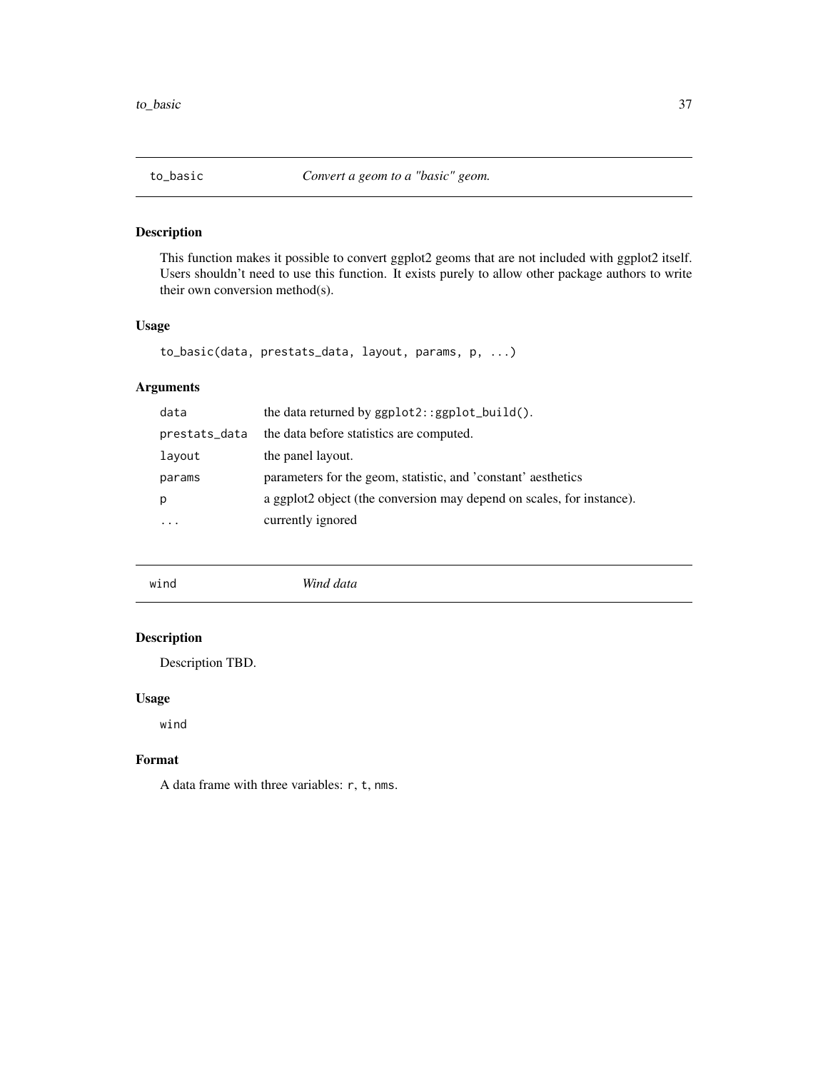## to_basic — *Convert a geom to a "basic" geom.*

### Description

This function makes it possible to convert ggplot2 geoms that are not included with ggplot2 itself. Users shouldn't need to use this function. It exists purely to allow other package authors to write their own conversion method(s).

### Usage

```
to_basic(data, prestats_data, layout, params, p, ...)
```

### Arguments

| | |
|---|---|
| `data` | the data returned by `ggplot2::ggplot_build()`. |
| `prestats_data` | the data before statistics are computed. |
| `layout` | the panel layout. |
| `params` | parameters for the geom, statistic, and 'constant' aesthetics |
| `p` | a ggplot2 object (the conversion may depend on scales, for instance). |
| `...` | currently ignored |

## wind — *Wind data*

### Description

Description TBD.

### Usage

```
wind
```

### Format

A data frame with three variables: `r`, `t`, `nms`.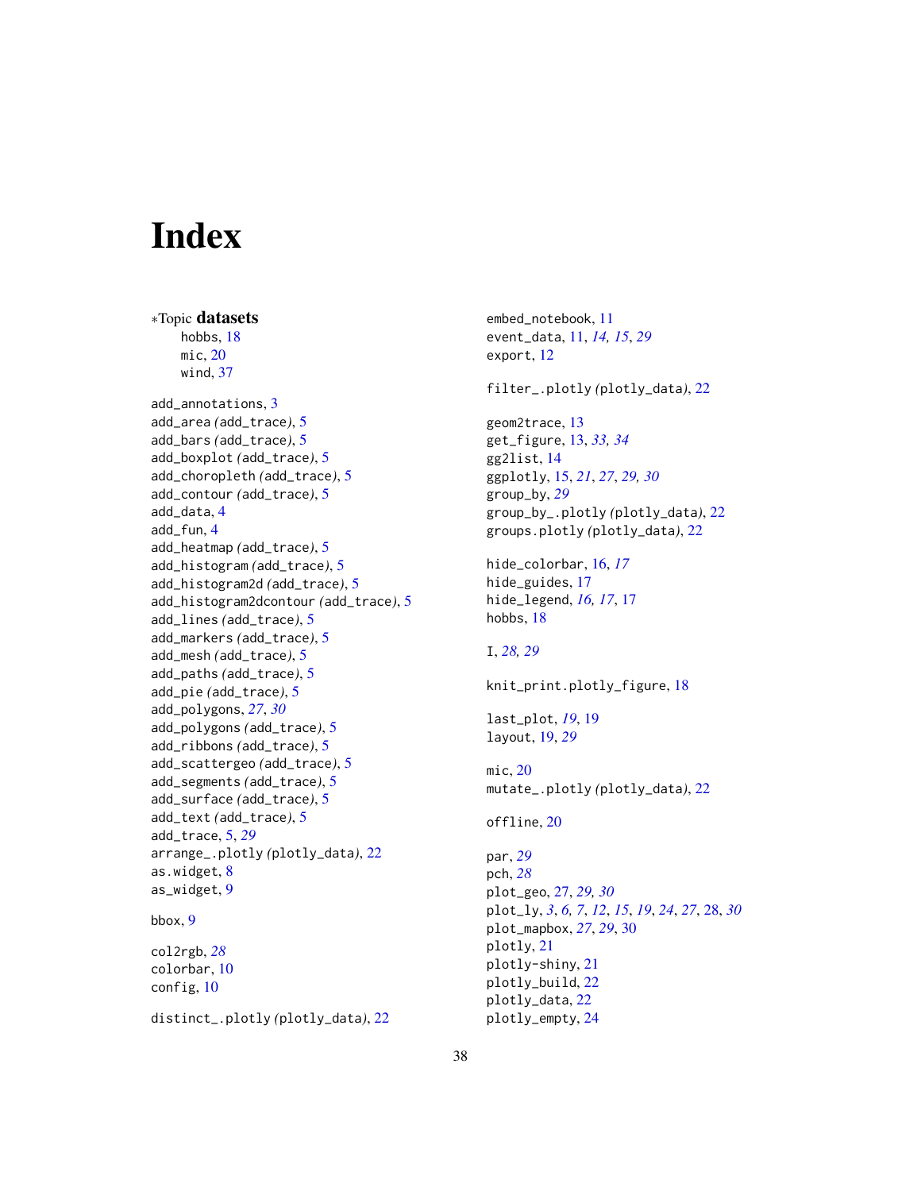# Index

∗Topic **datasets**

hobbs, 18
mic, 20
wind, 37

add_annotations, 3
add_area (add_trace), 5
add_bars (add_trace), 5
add_boxplot (add_trace), 5
add_choropleth (add_trace), 5
add_contour (add_trace), 5
add_data, 4
add_fun, 4
add_heatmap (add_trace), 5
add_histogram (add_trace), 5
add_histogram2d (add_trace), 5
add_histogram2dcontour (add_trace), 5
add_lines (add_trace), 5
add_markers (add_trace), 5
add_mesh (add_trace), 5
add_paths (add_trace), 5
add_pie (add_trace), 5
add_polygons, *27*, *30*
add_polygons (add_trace), 5
add_ribbons (add_trace), 5
add_scattergeo (add_trace), 5
add_segments (add_trace), 5
add_surface (add_trace), 5
add_text (add_trace), 5
add_trace, 5, *29*
arrange_.plotly (plotly_data), 22
as.widget, 8
as_widget, 9

bbox, 9

col2rgb, *28*
colorbar, 10
config, 10

distinct_.plotly (plotly_data), 22

embed_notebook, 11
event_data, 11, *14*, *15*, *29*
export, 12

filter_.plotly (plotly_data), 22

geom2trace, 13
get_figure, 13, *33*, *34*
gg2list, 14
ggplotly, 15, *21*, *27*, *29*, *30*
group_by, *29*
group_by_.plotly (plotly_data), 22
groups.plotly (plotly_data), 22

hide_colorbar, 16, *17*
hide_guides, 17
hide_legend, *16*, *17*, 17
hobbs, 18

I, *28*, *29*

knit_print.plotly_figure, 18

last_plot, *19*, 19
layout, 19, *29*

mic, 20
mutate_.plotly (plotly_data), 22

offline, 20

par, *29*
pch, *28*
plot_geo, 27, *29*, *30*
plot_ly, *3*, *6*, *7*, *12*, *15*, *19*, *24*, *27*, 28, *30*
plot_mapbox, *27*, *29*, 30
plotly, 21
plotly-shiny, 21
plotly_build, 22
plotly_data, 22
plotly_empty, 24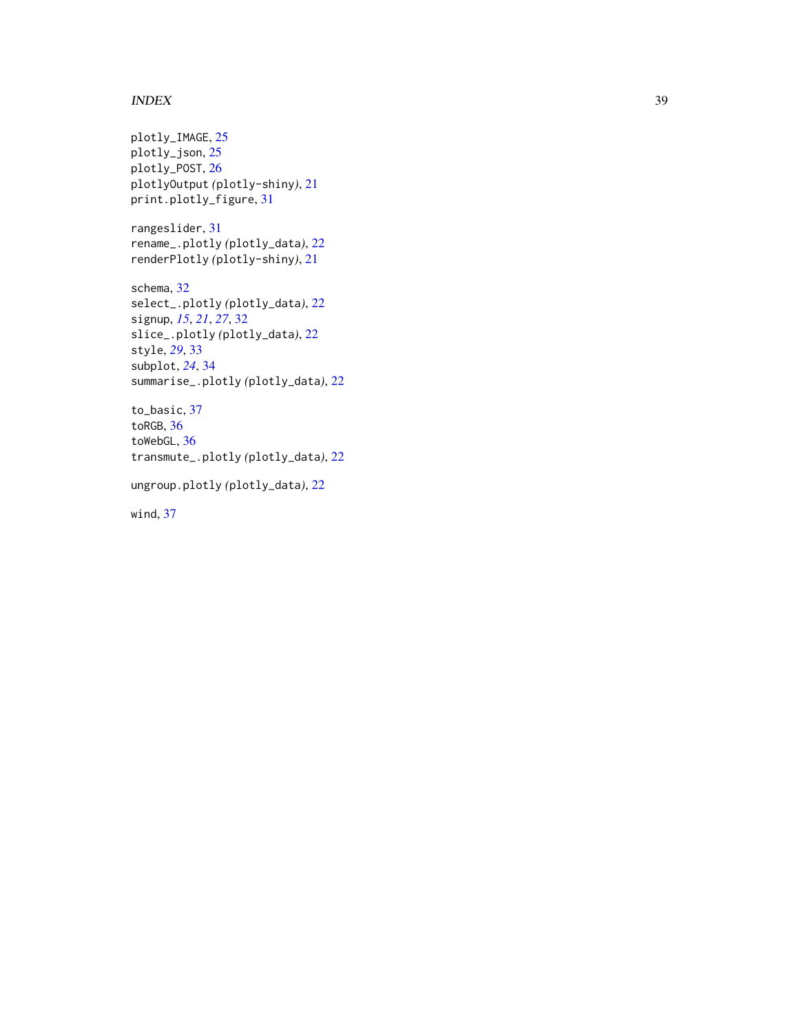plotly_IMAGE, 25
plotly_json, 25
plotly_POST, 26
plotlyOutput *(plotly-shiny)*, 21
print.plotly_figure, 31

rangeslider, 31
rename_.plotly *(plotly_data)*, 22
renderPlotly *(plotly-shiny)*, 21

schema, 32
select_.plotly *(plotly_data)*, 22
signup, *15*, *21*, *27*, 32
slice_.plotly *(plotly_data)*, 22
style, *29*, 33
subplot, *24*, 34
summarise_.plotly *(plotly_data)*, 22

to_basic, 37
toRGB, 36
toWebGL, 36
transmute_.plotly *(plotly_data)*, 22

ungroup.plotly *(plotly_data)*, 22

wind, 37